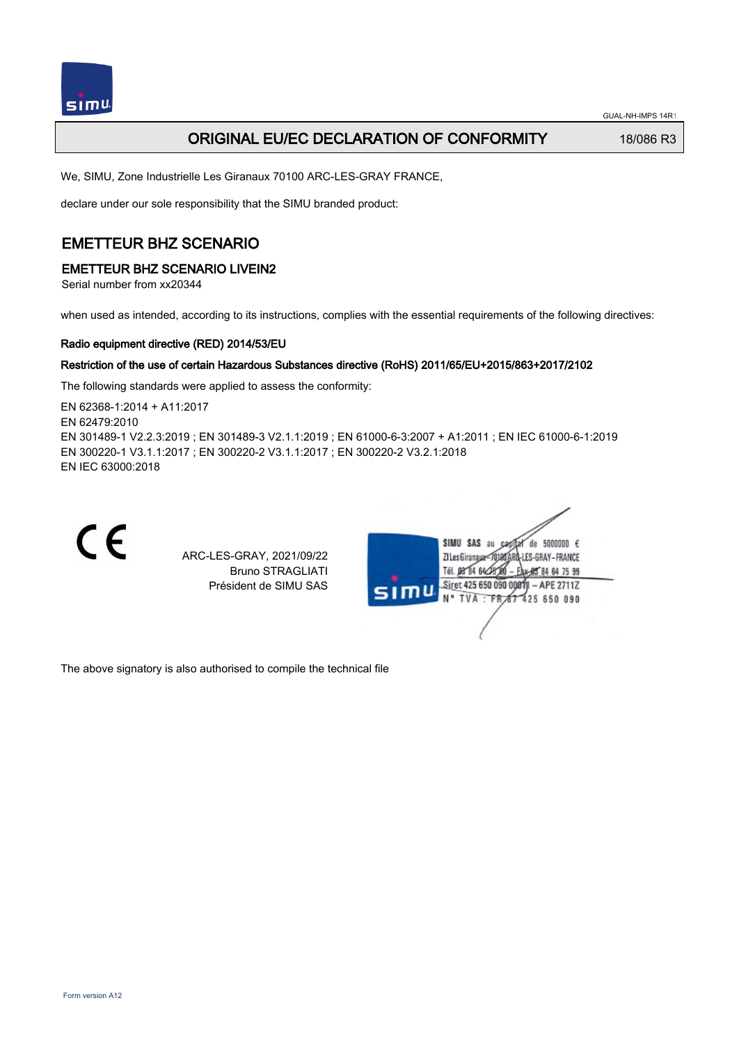# ORIGINAL EU/EC DECLARATION OF CONFORMITY

18/086 R3

We, SIMU, Zone Industrielle Les Giranaux 70100 ARC-LES-GRAY FRANCE,

declare under our sole responsibility that the SIMU branded product:

## EMETTEUR BHZ SCENARIO

### EMETTEUR BHZ SCENARIO LIVEIN2

Serial number from xx20344

when used as intended, according to its instructions, complies with the essential requirements of the following directives:

**Radio equipment directive (RED) 2014/53/EU**

**Restriction of the use of certain Hazardous Substances directive (RoHS) 2011/65/EU+2015/863+2017/2102**

The following standards were applied to assess the conformity:

EN 62368-1:2014 + A11:2017
EN 62479:2010
EN 301489-1 V2.2.3:2019 ; EN 301489-3 V2.1.1:2019 ; EN 61000-6-3:2007 + A1:2011 ; EN IEC 61000-6-1:2019
EN 300220-1 V3.1.1:2017 ; EN 300220-2 V3.1.1:2017 ; EN 300220-2 V3.2.1:2018
EN IEC 63000:2018

CE

ARC-LES-GRAY, 2021/09/22
Bruno STRAGLIATI
Président de SIMU SAS

SIMU SAS au capital de 5000000 €
ZI Les Giranaux 70100 ARC-LES-GRAY - FRANCE
Tél. 03 84 64 75 00 - Fax 03 84 64 75 99
Siret 425 650 090 00011 - APE 2711Z
N° TVA : FR 87 425 650 090

The above signatory is also authorised to compile the technical file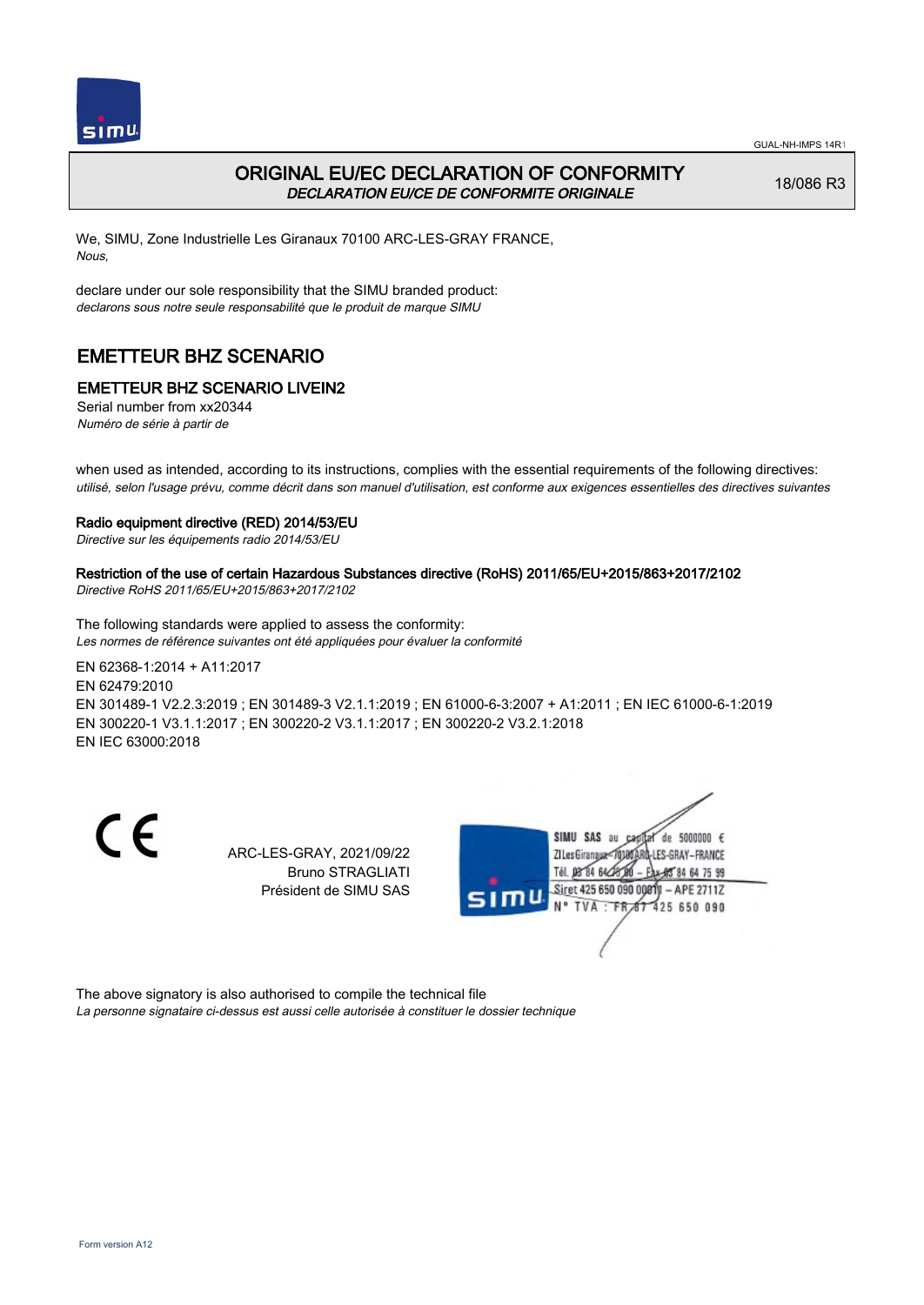# ORIGINAL EU/EC DECLARATION OF CONFORMITY

*DECLARATION EU/CE DE CONFORMITE ORIGINALE*

18/086 R3

We, SIMU, Zone Industrielle Les Giranaux 70100 ARC-LES-GRAY FRANCE,
*Nous,*

declare under our sole responsibility that the SIMU branded product:
*declarons sous notre seule responsabilité que le produit de marque SIMU*

## EMETTEUR BHZ SCENARIO

### EMETTEUR BHZ SCENARIO LIVEIN2

Serial number from xx20344
*Numéro de série à partir de*

when used as intended, according to its instructions, complies with the essential requirements of the following directives:
*utilisé, selon l'usage prévu, comme décrit dans son manuel d'utilisation, est conforme aux exigences essentielles des directives suivantes*

**Radio equipment directive (RED) 2014/53/EU**
*Directive sur les équipements radio 2014/53/EU*

**Restriction of the use of certain Hazardous Substances directive (RoHS) 2011/65/EU+2015/863+2017/2102**
*Directive RoHS 2011/65/EU+2015/863+2017/2102*

The following standards were applied to assess the conformity:
*Les normes de référence suivantes ont été appliquées pour évaluer la conformité*

EN 62368-1:2014 + A11:2017
EN 62479:2010
EN 301489-1 V2.2.3:2019 ; EN 301489-3 V2.1.1:2019 ; EN 61000-6-3:2007 + A1:2011 ; EN IEC 61000-6-1:2019
EN 300220-1 V3.1.1:2017 ; EN 300220-2 V3.1.1:2017 ; EN 300220-2 V3.2.1:2018
EN IEC 63000:2018

ARC-LES-GRAY, 2021/09/22
Bruno STRAGLIATI
Président de SIMU SAS

SIMU SAS au capital de 5000000 €
ZI Les Giranaux 70100 ARC-LES-GRAY-FRANCE
Tél. 03 84 64 75 00 – Fax 03 84 64 75 99
Siret 425 650 090 00011 – APE 2711Z
N° TVA : FR 87 425 650 090

The above signatory is also authorised to compile the technical file
*La personne signataire ci-dessus est aussi celle autorisée à constituer le dossier technique*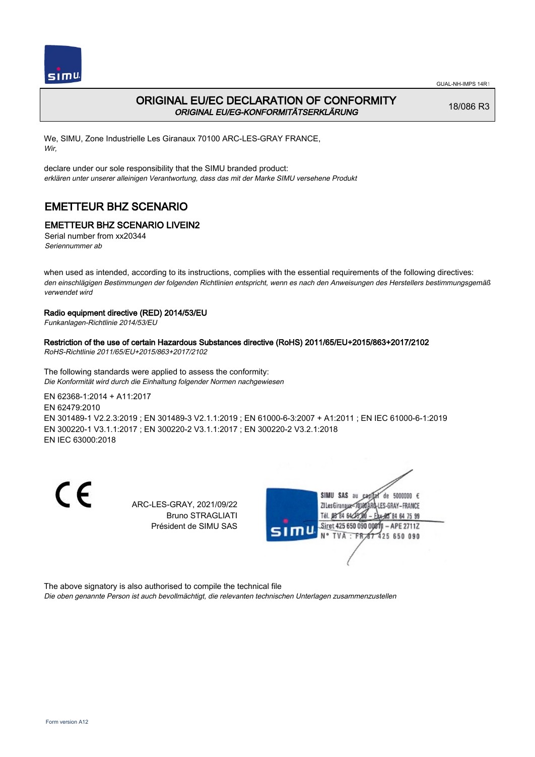# ORIGINAL EU/EC DECLARATION OF CONFORMITY
*ORIGINAL EU/EG-KONFORMITÄTSERKLÄRUNG*

18/086 R3

We, SIMU, Zone Industrielle Les Giranaux 70100 ARC-LES-GRAY FRANCE,
*Wir,*

declare under our sole responsibility that the SIMU branded product:
*erklären unter unserer alleinigen Verantwortung, dass das mit der Marke SIMU versehene Produkt*

## EMETTEUR BHZ SCENARIO

### EMETTEUR BHZ SCENARIO LIVEIN2

Serial number from xx20344
*Seriennummer ab*

when used as intended, according to its instructions, complies with the essential requirements of the following directives:
*den einschlägigen Bestimmungen der folgenden Richtlinien entspricht, wenn es nach den Anweisungen des Herstellers bestimmungsgemäß verwendet wird*

**Radio equipment directive (RED) 2014/53/EU**
*Funkanlagen-Richtlinie 2014/53/EU*

**Restriction of the use of certain Hazardous Substances directive (RoHS) 2011/65/EU+2015/863+2017/2102**
*RoHS-Richtlinie 2011/65/EU+2015/863+2017/2102*

The following standards were applied to assess the conformity:
*Die Konformität wird durch die Einhaltung folgender Normen nachgewiesen*

EN 62368-1:2014 + A11:2017
EN 62479:2010
EN 301489-1 V2.2.3:2019 ; EN 301489-3 V2.1.1:2019 ; EN 61000-6-3:2007 + A1:2011 ; EN IEC 61000-6-1:2019
EN 300220-1 V3.1.1:2017 ; EN 300220-2 V3.1.1:2017 ; EN 300220-2 V3.2.1:2018
EN IEC 63000:2018

CE

ARC-LES-GRAY, 2021/09/22
Bruno STRAGLIATI
Président de SIMU SAS

SIMU SAS au capital de 5000000 €
ZI Les Giranaux 70100 ARC-LES-GRAY-FRANCE
Tél. 03 84 64 75 00 – Fax 03 84 64 75 99
Siret 425 650 090 00011 – APE 2711Z
N° TVA : FR 87 425 650 090

The above signatory is also authorised to compile the technical file
*Die oben genannte Person ist auch bevollmächtigt, die relevanten technischen Unterlagen zusammenzustellen*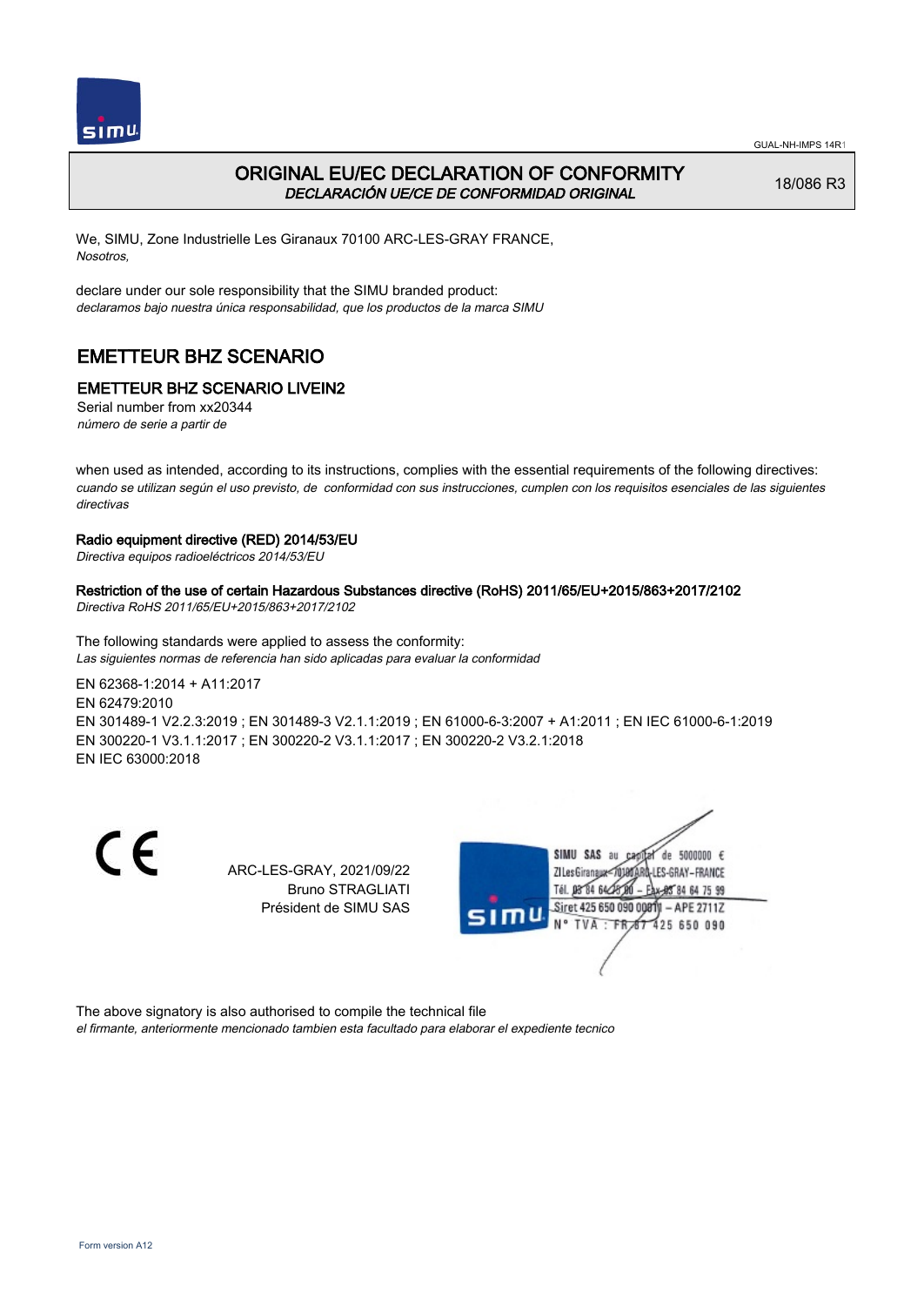# ORIGINAL EU/EC DECLARATION OF CONFORMITY

*DECLARACIÓN UE/CE DE CONFORMIDAD ORIGINAL*

18/086 R3

We, SIMU, Zone Industrielle Les Giranaux 70100 ARC-LES-GRAY FRANCE,
*Nosotros,*

declare under our sole responsibility that the SIMU branded product:
*declaramos bajo nuestra única responsabilidad, que los productos de la marca SIMU*

## EMETTEUR BHZ SCENARIO

### EMETTEUR BHZ SCENARIO LIVEIN2

Serial number from xx20344
*número de serie a partir de*

when used as intended, according to its instructions, complies with the essential requirements of the following directives:
*cuando se utilizan según el uso previsto, de conformidad con sus instrucciones, cumplen con los requisitos esenciales de las siguientes directivas*

**Radio equipment directive (RED) 2014/53/EU**
*Directiva equipos radioeléctricos 2014/53/EU*

**Restriction of the use of certain Hazardous Substances directive (RoHS) 2011/65/EU+2015/863+2017/2102**
*Directiva RoHS 2011/65/EU+2015/863+2017/2102*

The following standards were applied to assess the conformity:
*Las siguientes normas de referencia han sido aplicadas para evaluar la conformidad*

EN 62368-1:2014 + A11:2017
EN 62479:2010
EN 301489-1 V2.2.3:2019 ; EN 301489-3 V2.1.1:2019 ; EN 61000-6-3:2007 + A1:2011 ; EN IEC 61000-6-1:2019
EN 300220-1 V3.1.1:2017 ; EN 300220-2 V3.1.1:2017 ; EN 300220-2 V3.2.1:2018
EN IEC 63000:2018

CE

ARC-LES-GRAY, 2021/09/22
Bruno STRAGLIATI
Président de SIMU SAS

SIMU SAS au capital de 5000000 €
ZI Les Giranaux 70100 ARC-LES-GRAY-FRANCE
Tél. 03 84 64 75 00 – Fax 03 84 64 75 99
Siret 425 650 090 00011 – APE 2711Z
N° TVA : FR 87 425 650 090

The above signatory is also authorised to compile the technical file
*el firmante, anteriormente mencionado tambien esta facultado para elaborar el expediente tecnico*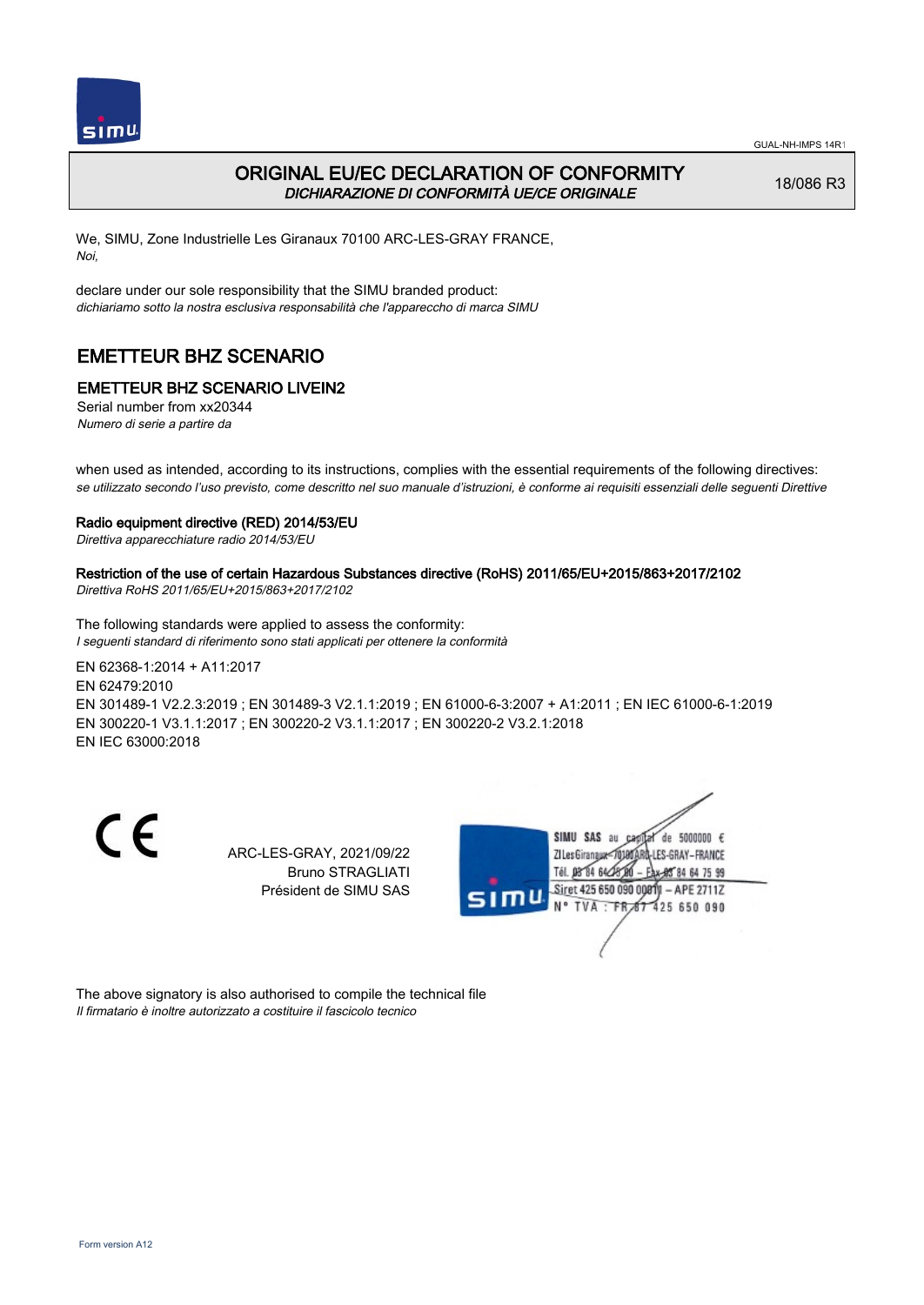GUAL-NH-IMPS 14R1

# ORIGINAL EU/EC DECLARATION OF CONFORMITY

*DICHIARAZIONE DI CONFORMITÀ UE/CE ORIGINALE*

18/086 R3

We, SIMU, Zone Industrielle Les Giranaux 70100 ARC-LES-GRAY FRANCE,
*Noi,*

declare under our sole responsibility that the SIMU branded product:
*dichiariamo sotto la nostra esclusiva responsabilità che l'apparecchio di marca SIMU*

## EMETTEUR BHZ SCENARIO

### EMETTEUR BHZ SCENARIO LIVEIN2

Serial number from xx20344
*Numero di serie a partire da*

when used as intended, according to its instructions, complies with the essential requirements of the following directives:
*se utilizzato secondo l'uso previsto, come descritto nel suo manuale d'istruzioni, è conforme ai requisiti essenziali delle seguenti Direttive*

**Radio equipment directive (RED) 2014/53/EU**
*Direttiva apparecchiature radio 2014/53/EU*

**Restriction of the use of certain Hazardous Substances directive (RoHS) 2011/65/EU+2015/863+2017/2102**
*Direttiva RoHS 2011/65/EU+2015/863+2017/2102*

The following standards were applied to assess the conformity:
*I seguenti standard di riferimento sono stati applicati per ottenere la conformità*

EN 62368-1:2014 + A11:2017
EN 62479:2010
EN 301489-1 V2.2.3:2019 ; EN 301489-3 V2.1.1:2019 ; EN 61000-6-3:2007 + A1:2011 ; EN IEC 61000-6-1:2019
EN 300220-1 V3.1.1:2017 ; EN 300220-2 V3.1.1:2017 ; EN 300220-2 V3.2.1:2018
EN IEC 63000:2018

ARC-LES-GRAY, 2021/09/22
Bruno STRAGLIATI
Président de SIMU SAS

SIMU SAS au capital de 5000000 €
ZI Les Giranaux 70100 ARC-LES-GRAY-FRANCE
Tél. 03 84 64 75 00 – Fax 03 84 64 75 99
Siret 425 650 090 00011 – APE 2711Z
N° TVA : FR 67 425 650 090

The above signatory is also authorised to compile the technical file
*Il firmatario è inoltre autorizzato a costituire il fascicolo tecnico*

Form version A12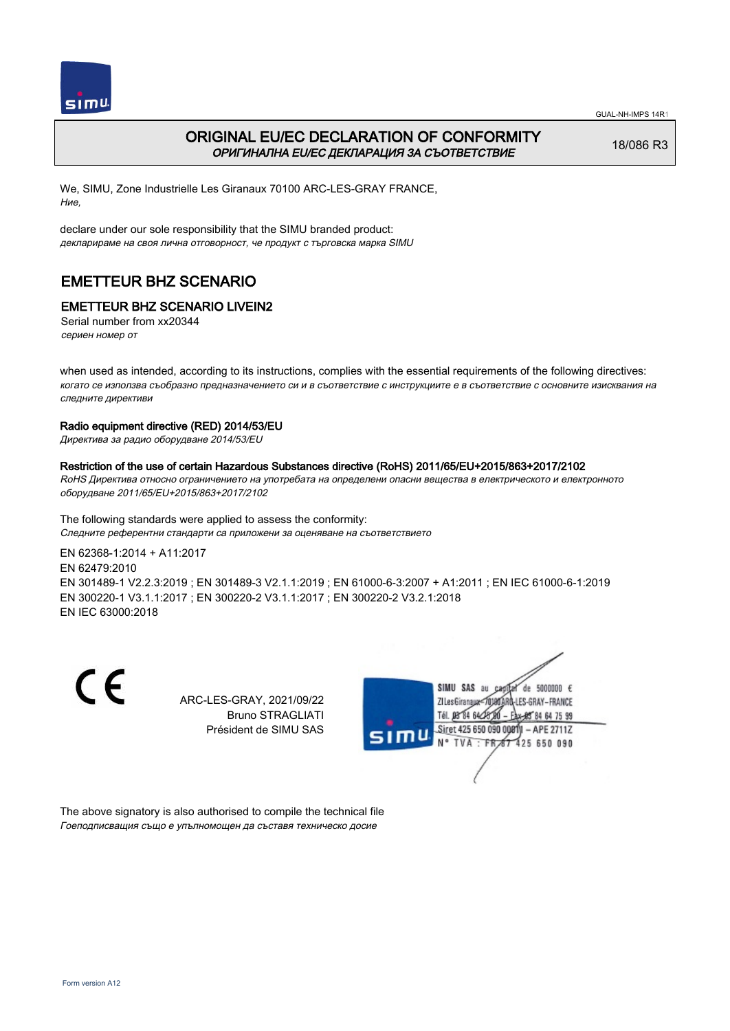GUAL-NH-IMPS 14R1

# ORIGINAL EU/EC DECLARATION OF CONFORMITY

*ОРИГИНАЛНА EU/EC ДЕКЛАРАЦИЯ ЗА СЪОТВЕТСТВИЕ*

18/086 R3

We, SIMU, Zone Industrielle Les Giranaux 70100 ARC-LES-GRAY FRANCE,
*Ние,*

declare under our sole responsibility that the SIMU branded product:
*декларираме на своя лична отговорност, че продукт с търговска марка SIMU*

## EMETTEUR BHZ SCENARIO

### EMETTEUR BHZ SCENARIO LIVEIN2

Serial number from xx20344
*сериен номер от*

when used as intended, according to its instructions, complies with the essential requirements of the following directives:
*когато се използва съобразно предназначението си и в съответствие с инструкциите е в съответствие с основните изисквания на следните директиви*

**Radio equipment directive (RED) 2014/53/EU**
*Директива за радио оборудване 2014/53/EU*

**Restriction of the use of certain Hazardous Substances directive (RoHS) 2011/65/EU+2015/863+2017/2102**
*RoHS Директива относно ограничението на употребата на определени опасни вещества в електрическото и електронното оборудване 2011/65/EU+2015/863+2017/2102*

The following standards were applied to assess the conformity:
*Следните референтни стандарти са приложени за оценяване на съответствието*

EN 62368-1:2014 + A11:2017
EN 62479:2010
EN 301489-1 V2.2.3:2019 ; EN 301489-3 V2.1.1:2019 ; EN 61000-6-3:2007 + A1:2011 ; EN IEC 61000-6-1:2019
EN 300220-1 V3.1.1:2017 ; EN 300220-2 V3.1.1:2017 ; EN 300220-2 V3.2.1:2018
EN IEC 63000:2018

ARC-LES-GRAY, 2021/09/22
Bruno STRAGLIATI
Président de SIMU SAS

SIMU SAS au capital de 5000000 €
ZI Les Giranaux 70100 ARC-LES-GRAY-FRANCE
Tél. 03 84 64 75 00 – Fax 03 84 64 75 99
Siret 425 650 090 00011 – APE 2711Z
N° TVA : FR 87 425 650 090

The above signatory is also authorised to compile the technical file
*Гоеподписващия също е упълномощен да съставя техническо досие*

Form version A12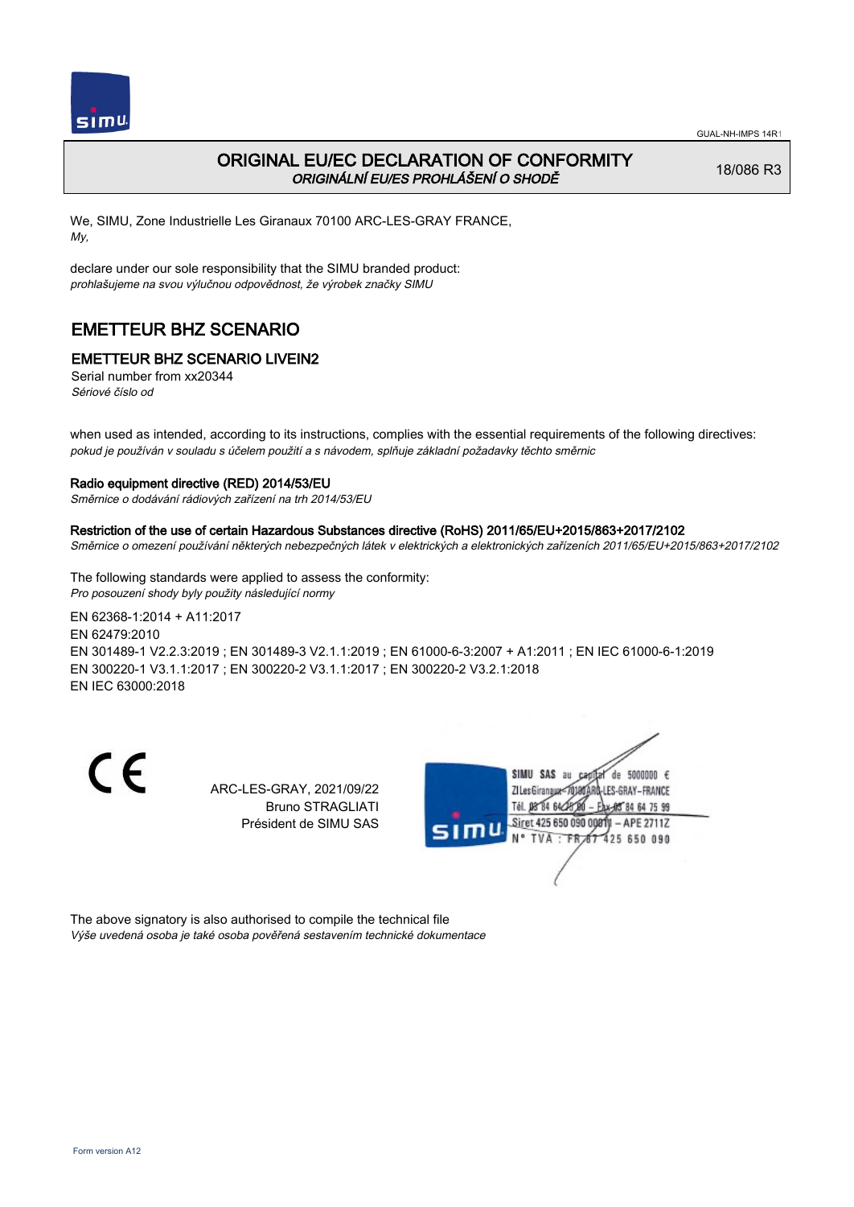# ORIGINAL EU/EC DECLARATION OF CONFORMITY
*ORIGINÁLNÍ EU/ES PROHLÁŠENÍ O SHODĚ*

18/086 R3

We, SIMU, Zone Industrielle Les Giranaux 70100 ARC-LES-GRAY FRANCE,
*My,*

declare under our sole responsibility that the SIMU branded product:
*prohlašujeme na svou výlučnou odpovědnost, že výrobek značky SIMU*

## EMETTEUR BHZ SCENARIO

### EMETTEUR BHZ SCENARIO LIVEIN2

Serial number from xx20344
*Sériové číslo od*

when used as intended, according to its instructions, complies with the essential requirements of the following directives:
*pokud je používán v souladu s účelem použití a s návodem, splňuje základní požadavky těchto směrnic*

**Radio equipment directive (RED) 2014/53/EU**
*Směrnice o dodávání rádiových zařízení na trh 2014/53/EU*

**Restriction of the use of certain Hazardous Substances directive (RoHS) 2011/65/EU+2015/863+2017/2102**
*Směrnice o omezení používání některých nebezpečných látek v elektrických a elektronických zařízeních 2011/65/EU+2015/863+2017/2102*

The following standards were applied to assess the conformity:
*Pro posouzení shody byly použity následující normy*

EN 62368-1:2014 + A11:2017
EN 62479:2010
EN 301489-1 V2.2.3:2019 ; EN 301489-3 V2.1.1:2019 ; EN 61000-6-3:2007 + A1:2011 ; EN IEC 61000-6-1:2019
EN 300220-1 V3.1.1:2017 ; EN 300220-2 V3.1.1:2017 ; EN 300220-2 V3.2.1:2018
EN IEC 63000:2018

CE

ARC-LES-GRAY, 2021/09/22
Bruno STRAGLIATI
Président de SIMU SAS

SIMU SAS au capital de 5000000 €
ZI Les Giranaux 70100 ARC-LES-GRAY-FRANCE
Tél. 03 84 64 75 00 – Fax 03 84 64 75 99
Siret 425 650 090 00011 – APE 2711Z
N° TVA : FR 67 425 650 090

The above signatory is also authorised to compile the technical file
*Výše uvedená osoba je také osoba pověřená sestavením technické dokumentace*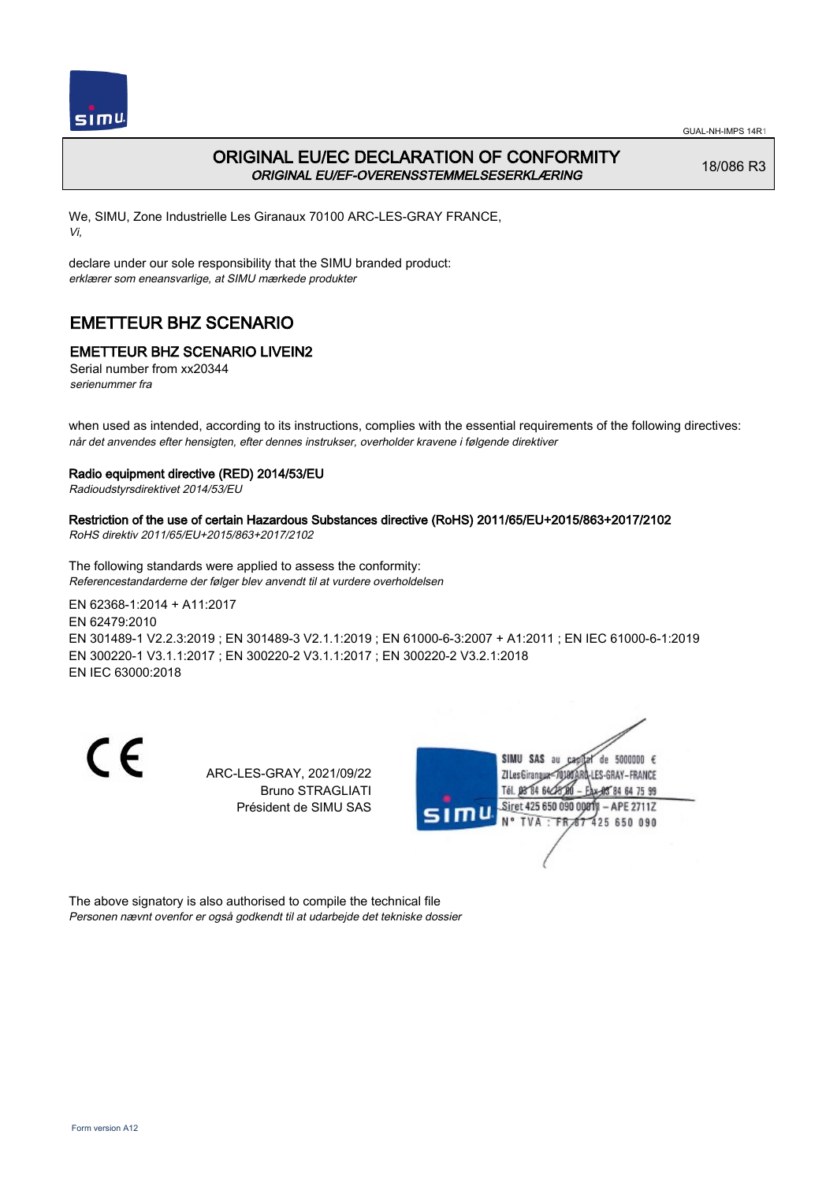GUAL-NH-IMPS 14R1

# ORIGINAL EU/EC DECLARATION OF CONFORMITY

***ORIGINAL EU/EF-OVERENSSTEMMELSESERKLÆRING***

18/086 R3

We, SIMU, Zone Industrielle Les Giranaux 70100 ARC-LES-GRAY FRANCE,
*Vi,*

declare under our sole responsibility that the SIMU branded product:
*erklærer som eneansvarlige, at SIMU mærkede produkter*

## EMETTEUR BHZ SCENARIO

### EMETTEUR BHZ SCENARIO LIVEIN2

Serial number from xx20344
*serienummer fra*

when used as intended, according to its instructions, complies with the essential requirements of the following directives:
*når det anvendes efter hensigten, efter dennes instrukser, overholder kravene i følgende direktiver*

**Radio equipment directive (RED) 2014/53/EU**
*Radioudstyrsdirektivet 2014/53/EU*

**Restriction of the use of certain Hazardous Substances directive (RoHS) 2011/65/EU+2015/863+2017/2102**
*RoHS direktiv 2011/65/EU+2015/863+2017/2102*

The following standards were applied to assess the conformity:
*Referencestandarderne der følger blev anvendt til at vurdere overholdelsen*

EN 62368-1:2014 + A11:2017
EN 62479:2010
EN 301489-1 V2.2.3:2019 ; EN 301489-3 V2.1.1:2019 ; EN 61000-6-3:2007 + A1:2011 ; EN IEC 61000-6-1:2019
EN 300220-1 V3.1.1:2017 ; EN 300220-2 V3.1.1:2017 ; EN 300220-2 V3.2.1:2018
EN IEC 63000:2018

ARC-LES-GRAY, 2021/09/22
Bruno STRAGLIATI
Président de SIMU SAS

SIMU SAS au capital de 5000000 €
ZI Les Giranaux 70100 ARC-LES-GRAY-FRANCE
Tél. 03 84 64 75 00 – Fax 03 84 64 75 99
Siret 425 650 090 00011 – APE 2711Z
N° TVA : FR 87 425 650 090

The above signatory is also authorised to compile the technical file
*Personen nævnt ovenfor er også godkendt til at udarbejde det tekniske dossier*

Form version A12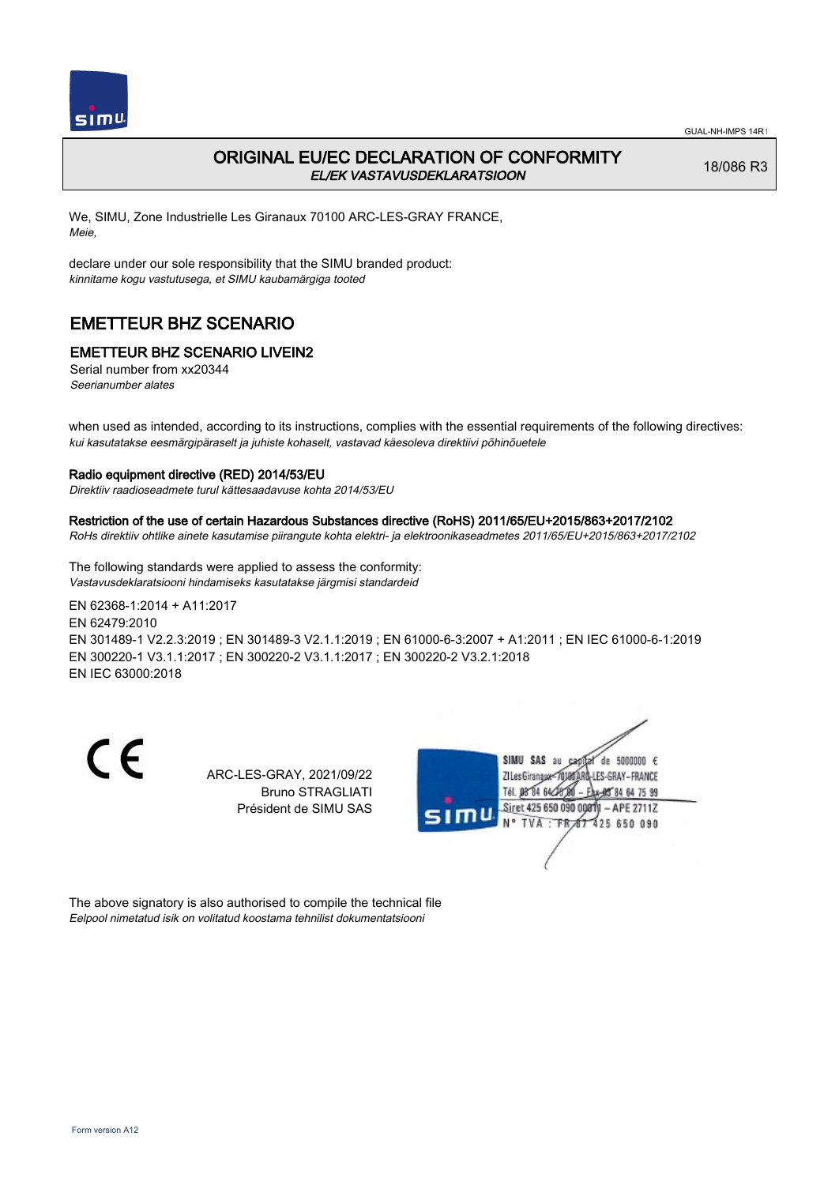GUAL-NH-IMPS 14R1

# ORIGINAL EU/EC DECLARATION OF CONFORMITY
*EL/EK VASTAVUSDEKLARATSIOON*

18/086 R3

We, SIMU, Zone Industrielle Les Giranaux 70100 ARC-LES-GRAY FRANCE,
*Meie,*

declare under our sole responsibility that the SIMU branded product:
*kinnitame kogu vastutusega, et SIMU kaubamärgiga tooted*

## EMETTEUR BHZ SCENARIO

### EMETTEUR BHZ SCENARIO LIVEIN2

Serial number from xx20344
*Seerianumber alates*

when used as intended, according to its instructions, complies with the essential requirements of the following directives:
*kui kasutatakse eesmärgipäraselt ja juhiste kohaselt, vastavad käesoleva direktiivi põhinõuetele*

**Radio equipment directive (RED) 2014/53/EU**
*Direktiiv raadioseadmete turul kättesaadavuse kohta 2014/53/EU*

**Restriction of the use of certain Hazardous Substances directive (RoHS) 2011/65/EU+2015/863+2017/2102**
*RoHs direktiiv ohtlike ainete kasutamise piirangute kohta elektri- ja elektroonikaseadmetes 2011/65/EU+2015/863+2017/2102*

The following standards were applied to assess the conformity:
*Vastavusdeklaratsiooni hindamiseks kasutatakse järgmisi standardeid*

EN 62368-1:2014 + A11:2017
EN 62479:2010
EN 301489-1 V2.2.3:2019 ; EN 301489-3 V2.1.1:2019 ; EN 61000-6-3:2007 + A1:2011 ; EN IEC 61000-6-1:2019
EN 300220-1 V3.1.1:2017 ; EN 300220-2 V3.1.1:2017 ; EN 300220-2 V3.2.1:2018
EN IEC 63000:2018

CE

ARC-LES-GRAY, 2021/09/22
Bruno STRAGLIATI
Président de SIMU SAS

SIMU SAS au capital de 5000000 €
ZI Les Giranaux 70100 ARC-LES-GRAY-FRANCE
Tél. 03 84 64 75 00 – Fax 03 84 64 75 99
Siret 425 650 090 00011 – APE 2711Z
N° TVA : FR 67 425 650 090

The above signatory is also authorised to compile the technical file
*Eelpool nimetatud isik on volitatud koostama tehnilist dokumentatsiooni*

Form version A12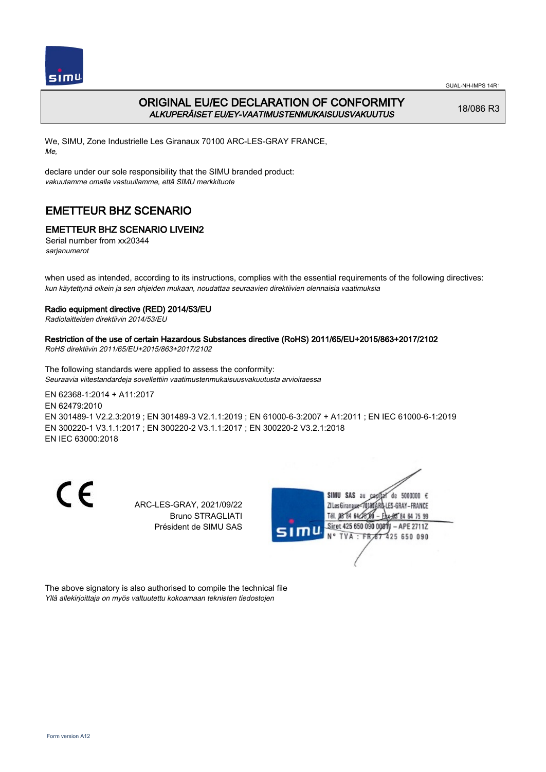# ORIGINAL EU/EC DECLARATION OF CONFORMITY
*ALKUPERÄISET EU/EY-VAATIMUSTENMUKAISUUSVAKUUTUS*

18/086 R3

We, SIMU, Zone Industrielle Les Giranaux 70100 ARC-LES-GRAY FRANCE,
*Me,*

declare under our sole responsibility that the SIMU branded product:
*vakuutamme omalla vastuullamme, että SIMU merkkituote*

## EMETTEUR BHZ SCENARIO

### EMETTEUR BHZ SCENARIO LIVEIN2

Serial number from xx20344
*sarjanumerot*

when used as intended, according to its instructions, complies with the essential requirements of the following directives:
*kun käytettynä oikein ja sen ohjeiden mukaan, noudattaa seuraavien direktiivien olennaisia vaatimuksia*

**Radio equipment directive (RED) 2014/53/EU**
*Radiolaitteiden direktiivin 2014/53/EU*

**Restriction of the use of certain Hazardous Substances directive (RoHS) 2011/65/EU+2015/863+2017/2102**
*RoHS direktiivin 2011/65/EU+2015/863+2017/2102*

The following standards were applied to assess the conformity:
*Seuraavia viitestandardeja sovellettiin vaatimustenmukaisuusvakuutusta arvioitaessa*

EN 62368-1:2014 + A11:2017
EN 62479:2010
EN 301489-1 V2.2.3:2019 ; EN 301489-3 V2.1.1:2019 ; EN 61000-6-3:2007 + A1:2011 ; EN IEC 61000-6-1:2019
EN 300220-1 V3.1.1:2017 ; EN 300220-2 V3.1.1:2017 ; EN 300220-2 V3.2.1:2018
EN IEC 63000:2018

CE

ARC-LES-GRAY, 2021/09/22
Bruno STRAGLIATI
Président de SIMU SAS

SIMU SAS au capital de 5000000 €
ZI Les Giranaux 70100 ARC-LES-GRAY-FRANCE
Tél. 03 84 64 75 00 – Fax 03 84 64 75 99
Siret 425 650 090 00011 – APE 2711Z
N° TVA : FR 67 425 650 090

The above signatory is also authorised to compile the technical file
*Yllä allekirjoittaja on myös valtuutettu kokoamaan teknisten tiedostojen*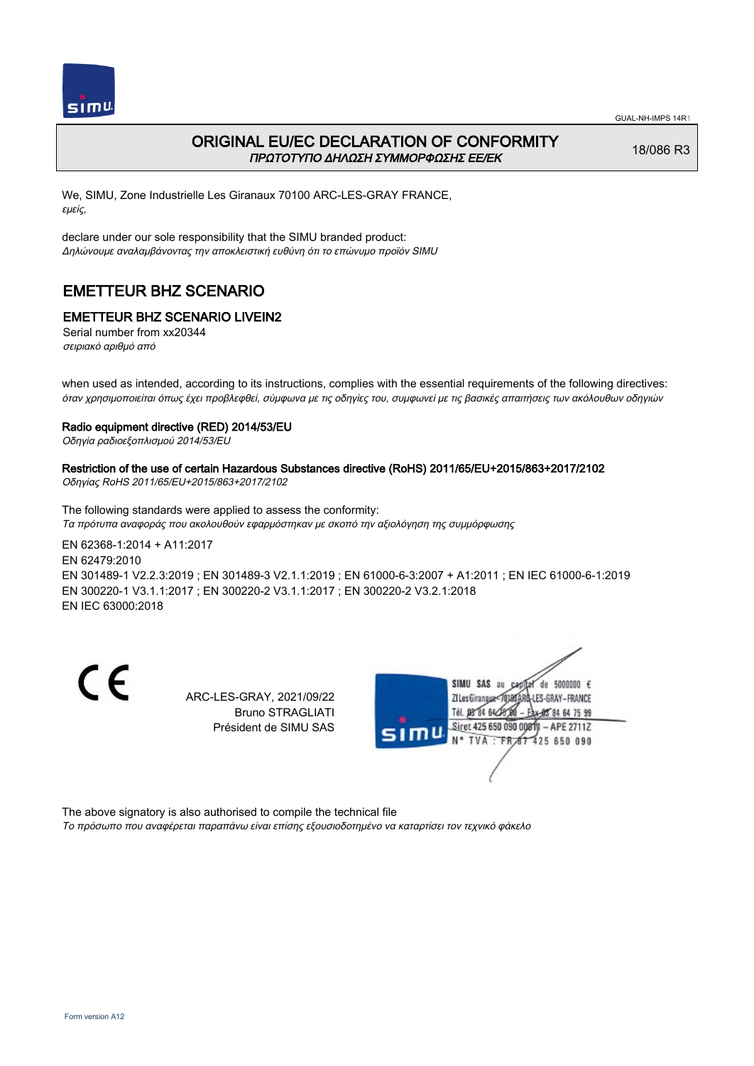# ORIGINAL EU/EC DECLARATION OF CONFORMITY
*ΠΡΩΤΟΤΥΠΟ ΔΗΛΩΣΗ ΣΥΜΜΟΡΦΩΣΗΣ ΕΕ/ΕΚ*

18/086 R3

We, SIMU, Zone Industrielle Les Giranaux 70100 ARC-LES-GRAY FRANCE,
*εμείς,*

declare under our sole responsibility that the SIMU branded product:
*Δηλώνουμε αναλαμβάνοντας την αποκλειστική ευθύνη ότι το επώνυμο προϊόν SIMU*

## EMETTEUR BHZ SCENARIO

### EMETTEUR BHZ SCENARIO LIVEIN2

Serial number from xx20344
*σειριακό αριθμό από*

when used as intended, according to its instructions, complies with the essential requirements of the following directives:
*όταν χρησιμοποιείται όπως έχει προβλεφθεί, σύμφωνα με τις οδηγίες του, συμφωνεί με τις βασικές απαιτήσεις των ακόλουθων οδηγιών*

**Radio equipment directive (RED) 2014/53/EU**
*Οδηγία ραδιοεξοπλισμού 2014/53/EU*

**Restriction of the use of certain Hazardous Substances directive (RoHS) 2011/65/EU+2015/863+2017/2102**
*Οδηγίας RoHS 2011/65/EU+2015/863+2017/2102*

The following standards were applied to assess the conformity:
*Τα πρότυπα αναφοράς που ακολουθούν εφαρμόστηκαν με σκοπό την αξιολόγηση της συμμόρφωσης*

EN 62368-1:2014 + A11:2017
EN 62479:2010
EN 301489-1 V2.2.3:2019 ; EN 301489-3 V2.1.1:2019 ; EN 61000-6-3:2007 + A1:2011 ; EN IEC 61000-6-1:2019
EN 300220-1 V3.1.1:2017 ; EN 300220-2 V3.1.1:2017 ; EN 300220-2 V3.2.1:2018
EN IEC 63000:2018

CE

ARC-LES-GRAY, 2021/09/22
Bruno STRAGLIATI
Président de SIMU SAS

SIMU SAS au capital de 5000000 €
ZI Les Giranaux 70100 ARC-LES-GRAY-FRANCE
Tél. 03 84 64 75 00 – Fax 03 84 64 75 99
Siret 425 650 090 00011 – APE 2711Z
N° TVA : FR 67 425 650 090

The above signatory is also authorised to compile the technical file
*Το πρόσωπο που αναφέρεται παραπάνω είναι επίσης εξουσιοδοτημένο να καταρτίσει τον τεχνικό φάκελο*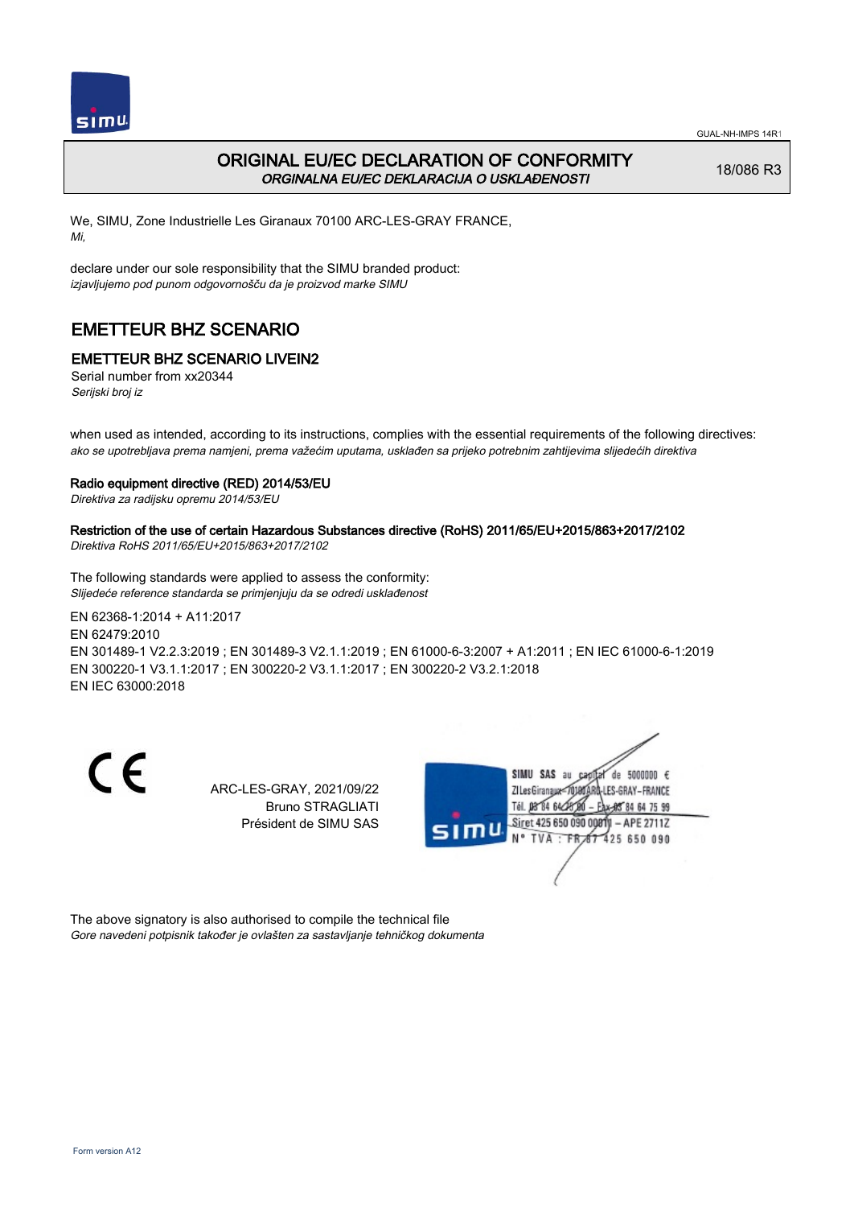# ORIGINAL EU/EC DECLARATION OF CONFORMITY

*ORGINALNA EU/EC DEKLARACIJA O USKLAĐENOSTI*

18/086 R3

We, SIMU, Zone Industrielle Les Giranaux 70100 ARC-LES-GRAY FRANCE,
*Mi,*

declare under our sole responsibility that the SIMU branded product:
*izjavljujemo pod punom odgovornošću da je proizvod marke SIMU*

## EMETTEUR BHZ SCENARIO

### EMETTEUR BHZ SCENARIO LIVEIN2

Serial number from xx20344
*Serijski broj iz*

when used as intended, according to its instructions, complies with the essential requirements of the following directives:
*ako se upotrebljava prema namjeni, prema važećim uputama, usklađen sa prijeko potrebnim zahtijevima slijedećih direktiva*

**Radio equipment directive (RED) 2014/53/EU**
*Direktiva za radijsku opremu 2014/53/EU*

**Restriction of the use of certain Hazardous Substances directive (RoHS) 2011/65/EU+2015/863+2017/2102**
*Direktiva RoHS 2011/65/EU+2015/863+2017/2102*

The following standards were applied to assess the conformity:
*Slijedeće reference standarda se primjenjuju da se odredi usklađenost*

EN 62368-1:2014 + A11:2017
EN 62479:2010
EN 301489-1 V2.2.3:2019 ; EN 301489-3 V2.1.1:2019 ; EN 61000-6-3:2007 + A1:2011 ; EN IEC 61000-6-1:2019
EN 300220-1 V3.1.1:2017 ; EN 300220-2 V3.1.1:2017 ; EN 300220-2 V3.2.1:2018
EN IEC 63000:2018

CE

ARC-LES-GRAY, 2021/09/22
Bruno STRAGLIATI
Président de SIMU SAS

SIMU SAS au capital de 5000000 €
ZI Les Giranaux 70100 ARC-LES-GRAY-FRANCE
Tél. 03 84 64 75 00 – Fax 03 84 64 75 99
Siret 425 650 090 00011 – APE 2711Z
N° TVA : FR 67 425 650 090

The above signatory is also authorised to compile the technical file
*Gore navedeni potpisnik također je ovlašten za sastavljanje tehničkog dokumenta*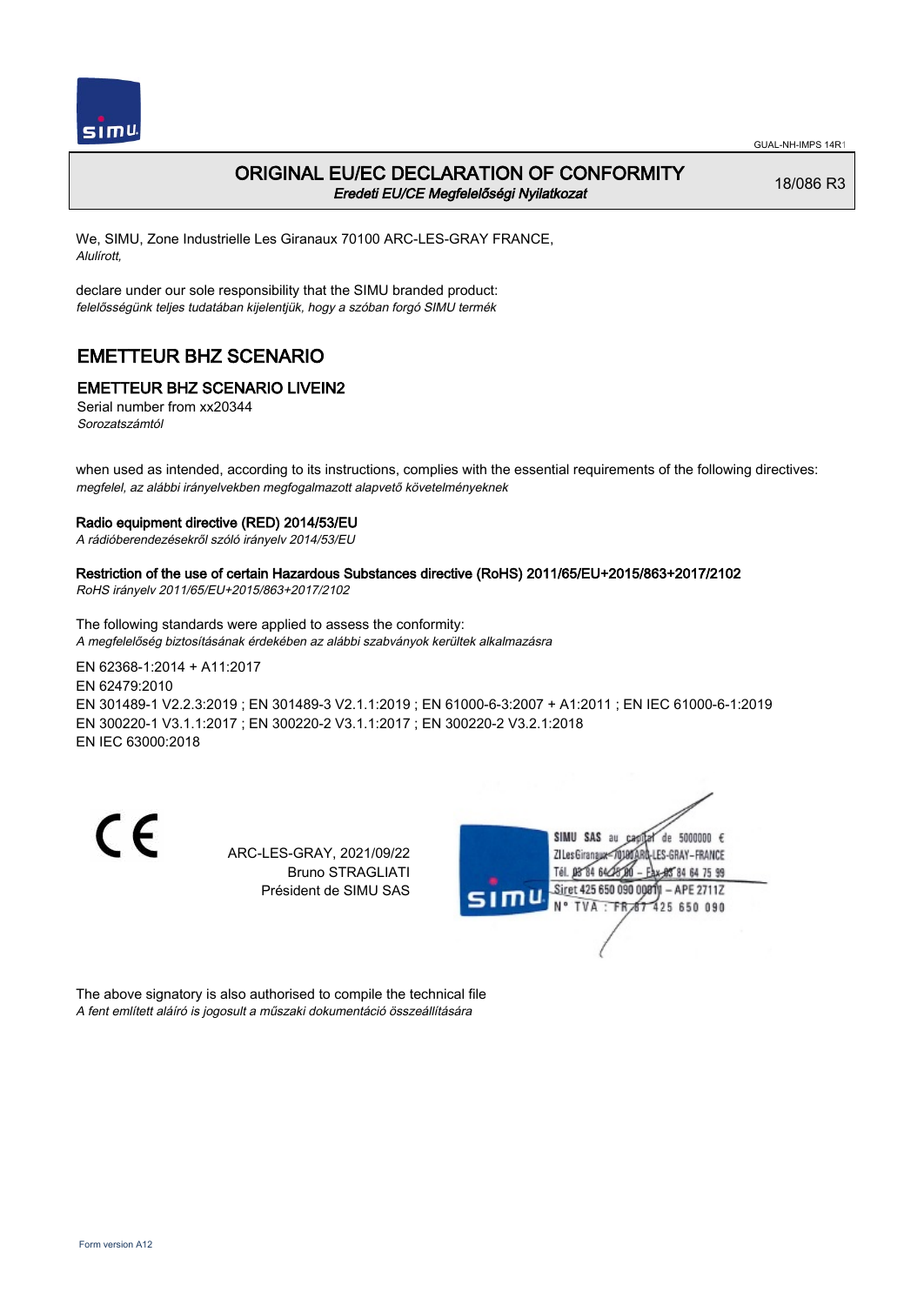GUAL-NH-IMPS 14R1

# ORIGINAL EU/EC DECLARATION OF CONFORMITY

*Eredeti EU/CE Megfelelőségi Nyilatkozat*

18/086 R3

We, SIMU, Zone Industrielle Les Giranaux 70100 ARC-LES-GRAY FRANCE,
*Alulírott,*

declare under our sole responsibility that the SIMU branded product:
*felelősségünk teljes tudatában kijelentjük, hogy a szóban forgó SIMU termék*

## EMETTEUR BHZ SCENARIO

### EMETTEUR BHZ SCENARIO LIVEIN2

Serial number from xx20344
*Sorozatszámtól*

when used as intended, according to its instructions, complies with the essential requirements of the following directives:
*megfelel, az alábbi irányelvekben megfogalmazott alapvető követelményeknek*

**Radio equipment directive (RED) 2014/53/EU**
*A rádióberendezésekről szóló irányelv 2014/53/EU*

**Restriction of the use of certain Hazardous Substances directive (RoHS) 2011/65/EU+2015/863+2017/2102**
*RoHS irányelv 2011/65/EU+2015/863+2017/2102*

The following standards were applied to assess the conformity:
*A megfelelőség biztosításának érdekében az alábbi szabványok kerültek alkalmazásra*

EN 62368-1:2014 + A11:2017
EN 62479:2010
EN 301489-1 V2.2.3:2019 ; EN 301489-3 V2.1.1:2019 ; EN 61000-6-3:2007 + A1:2011 ; EN IEC 61000-6-1:2019
EN 300220-1 V3.1.1:2017 ; EN 300220-2 V3.1.1:2017 ; EN 300220-2 V3.2.1:2018
EN IEC 63000:2018

ARC-LES-GRAY, 2021/09/22
Bruno STRAGLIATI
Président de SIMU SAS

SIMU SAS au capital de 5000000 €
ZI Les Giranaux 70100 ARC-LES-GRAY-FRANCE
Tél. 03 84 64 75 00 – Fax 03 84 64 75 99
Siret 425 650 090 00011 – APE 2711Z
N° TVA : FR 87 425 650 090

The above signatory is also authorised to compile the technical file
*A fent említett aláíró is jogosult a műszaki dokumentáció összeállítására*

Form version A12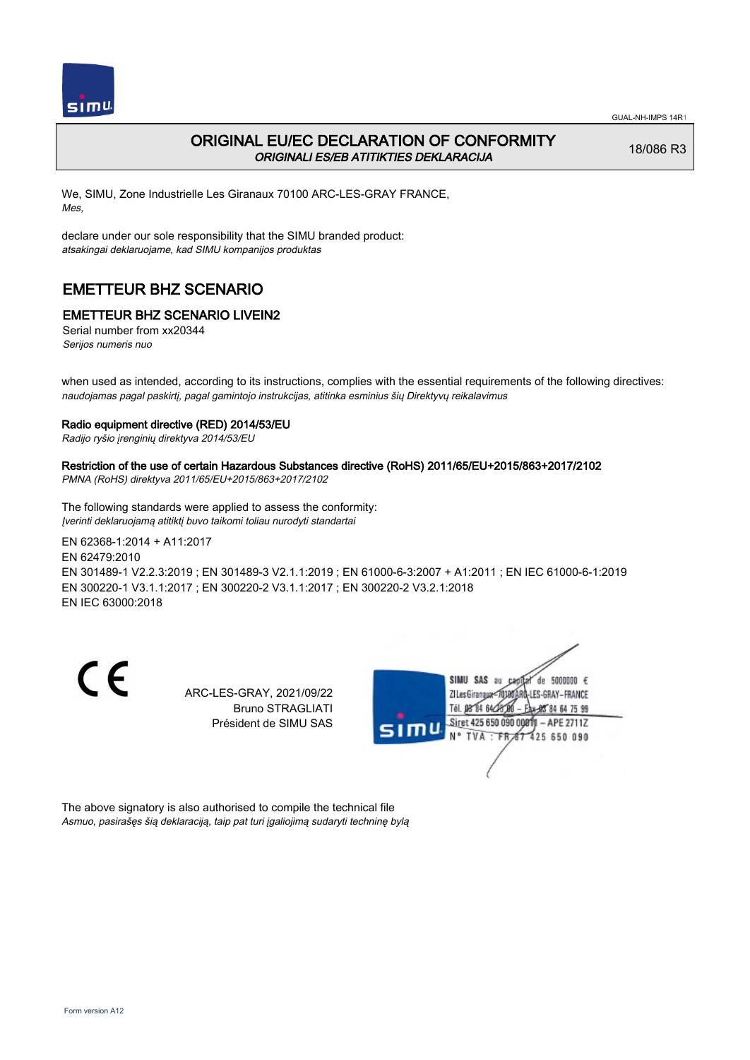# ORIGINAL EU/EC DECLARATION OF CONFORMITY
*ORIGINALI ES/EB ATITIKTIES DEKLARACIJA*

18/086 R3

We, SIMU, Zone Industrielle Les Giranaux 70100 ARC-LES-GRAY FRANCE,
*Mes,*

declare under our sole responsibility that the SIMU branded product:
*atsakingai deklaruojame, kad SIMU kompanijos produktas*

## EMETTEUR BHZ SCENARIO

### EMETTEUR BHZ SCENARIO LIVEIN2

Serial number from xx20344
*Serijos numeris nuo*

when used as intended, according to its instructions, complies with the essential requirements of the following directives:
*naudojamas pagal paskirtį, pagal gamintojo instrukcijas, atitinka esminius šių Direktyvų reikalavimus*

**Radio equipment directive (RED) 2014/53/EU**
*Radijo ryšio įrenginių direktyva 2014/53/EU*

**Restriction of the use of certain Hazardous Substances directive (RoHS) 2011/65/EU+2015/863+2017/2102**
*PMNA (RoHS) direktyva 2011/65/EU+2015/863+2017/2102*

The following standards were applied to assess the conformity:
*Įverinti deklaruojamą atitiktį buvo taikomi toliau nurodyti standartai*

EN 62368-1:2014 + A11:2017
EN 62479:2010
EN 301489-1 V2.2.3:2019 ; EN 301489-3 V2.1.1:2019 ; EN 61000-6-3:2007 + A1:2011 ; EN IEC 61000-6-1:2019
EN 300220-1 V3.1.1:2017 ; EN 300220-2 V3.1.1:2017 ; EN 300220-2 V3.2.1:2018
EN IEC 63000:2018

ARC-LES-GRAY, 2021/09/22
Bruno STRAGLIATI
Président de SIMU SAS

SIMU SAS au capital de 5000000 €
ZI Les Giranaux 70100 ARC-LES-GRAY-FRANCE
Tél. 03 84 64 75 00 – Fax 03 84 64 75 99
Siret 425 650 090 00011 – APE 2711Z
N° TVA : FR 87 425 650 090

The above signatory is also authorised to compile the technical file
*Asmuo, pasirašęs šią deklaraciją, taip pat turi įgaliojimą sudaryti techninę bylą*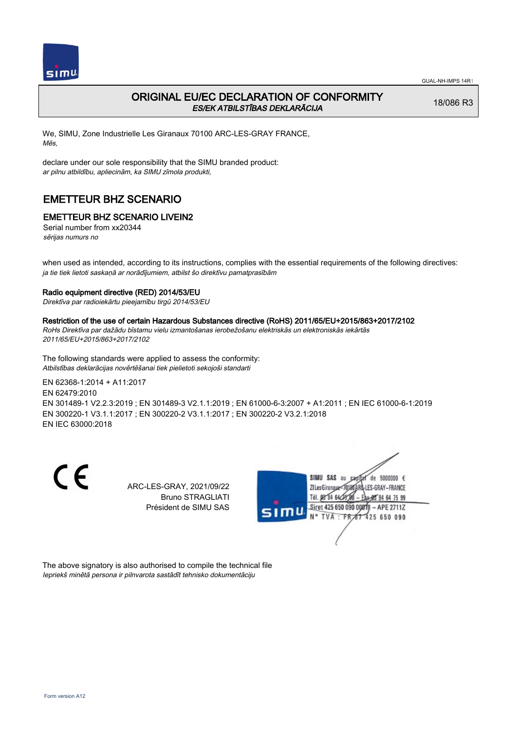GUAL-NH-IMPS 14R1

# ORIGINAL EU/EC DECLARATION OF CONFORMITY

*ES/EK ATBILSTĪBAS DEKLARĀCIJA*

18/086 R3

We, SIMU, Zone Industrielle Les Giranaux 70100 ARC-LES-GRAY FRANCE,
*Mēs,*

declare under our sole responsibility that the SIMU branded product:
*ar pilnu atbildību, apliecinām, ka SIMU zīmola produkti,*

## EMETTEUR BHZ SCENARIO

### EMETTEUR BHZ SCENARIO LIVEIN2

Serial number from xx20344
*sērijas numurs no*

when used as intended, according to its instructions, complies with the essential requirements of the following directives:
*ja tie tiek lietoti saskaņā ar norādījumiem, atbilst šo direktīvu pamatprasībām*

**Radio equipment directive (RED) 2014/53/EU**
*Direktīva par radioiekārtu pieejamību tirgū 2014/53/EU*

**Restriction of the use of certain Hazardous Substances directive (RoHS) 2011/65/EU+2015/863+2017/2102**
*RoHs Direktīva par dažādu bīstamu vielu izmantošanas ierobežošanu elektriskās un elektroniskās iekārtās 2011/65/EU+2015/863+2017/2102*

The following standards were applied to assess the conformity:
*Atbilstības deklarācijas novērtēšanai tiek pielietoti sekojoši standarti*

EN 62368-1:2014 + A11:2017
EN 62479:2010
EN 301489-1 V2.2.3:2019 ; EN 301489-3 V2.1.1:2019 ; EN 61000-6-3:2007 + A1:2011 ; EN IEC 61000-6-1:2019
EN 300220-1 V3.1.1:2017 ; EN 300220-2 V3.1.1:2017 ; EN 300220-2 V3.2.1:2018
EN IEC 63000:2018

ARC-LES-GRAY, 2021/09/22
Bruno STRAGLIATI
Président de SIMU SAS

SIMU SAS au capital de 5000000 €
ZI Les Giranaux 70100 ARC-LES-GRAY-FRANCE
Tél. 03 84 64 75 00 – Fax 03 84 64 75 99
Siret 425 650 090 00011 – APE 2711Z
N° TVA : FR 87 425 650 090

The above signatory is also authorised to compile the technical file
*Iepriekš minētā persona ir pilnvarota sastādīt tehnisko dokumentāciju*

Form version A12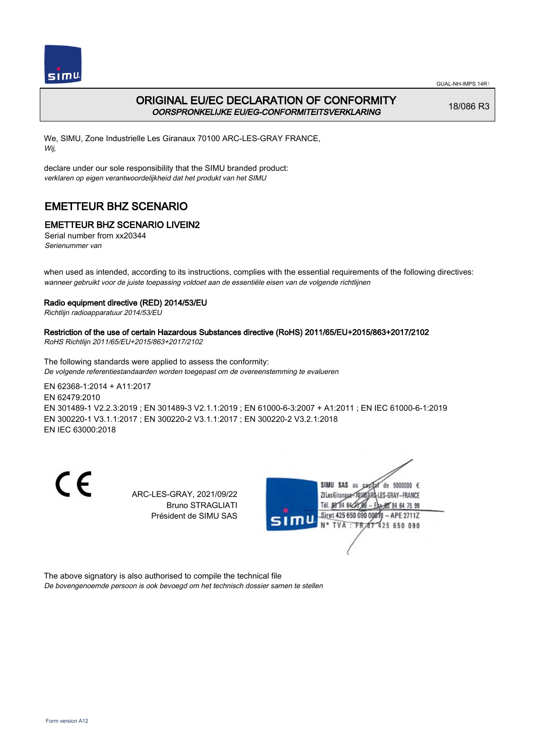# ORIGINAL EU/EC DECLARATION OF CONFORMITY

*OORSPRONKELIJKE EU/EG-CONFORMITEITSVERKLARING*

18/086 R3

We, SIMU, Zone Industrielle Les Giranaux 70100 ARC-LES-GRAY FRANCE,
*Wij,*

declare under our sole responsibility that the SIMU branded product:
*verklaren op eigen verantwoordelijkheid dat het produkt van het SIMU*

## EMETTEUR BHZ SCENARIO

### EMETTEUR BHZ SCENARIO LIVEIN2

Serial number from xx20344
*Serienummer van*

when used as intended, according to its instructions, complies with the essential requirements of the following directives:
*wanneer gebruikt voor de juiste toepassing voldoet aan de essentiële eisen van de volgende richtlijnen*

**Radio equipment directive (RED) 2014/53/EU**
*Richtlijn radioapparatuur 2014/53/EU*

**Restriction of the use of certain Hazardous Substances directive (RoHS) 2011/65/EU+2015/863+2017/2102**
*RoHS Richtlijn 2011/65/EU+2015/863+2017/2102*

The following standards were applied to assess the conformity:
*De volgende referentiestandaarden worden toegepast om de overeenstemming te evalueren*

EN 62368-1:2014 + A11:2017
EN 62479:2010
EN 301489-1 V2.2.3:2019 ; EN 301489-3 V2.1.1:2019 ; EN 61000-6-3:2007 + A1:2011 ; EN IEC 61000-6-1:2019
EN 300220-1 V3.1.1:2017 ; EN 300220-2 V3.1.1:2017 ; EN 300220-2 V3.2.1:2018
EN IEC 63000:2018

CE

ARC-LES-GRAY, 2021/09/22
Bruno STRAGLIATI
Président de SIMU SAS

SIMU SAS au capital de 5000000 €
ZI Les Giranaux 70100 ARC-LES-GRAY-FRANCE
Tél. 03 84 64 75 00 – Fax 03 84 64 75 99
Siret 425 650 090 00011 – APE 2711Z
N° TVA : FR 67 425 650 090

The above signatory is also authorised to compile the technical file
*De bovengenoemde persoon is ook bevoegd om het technisch dossier samen te stellen*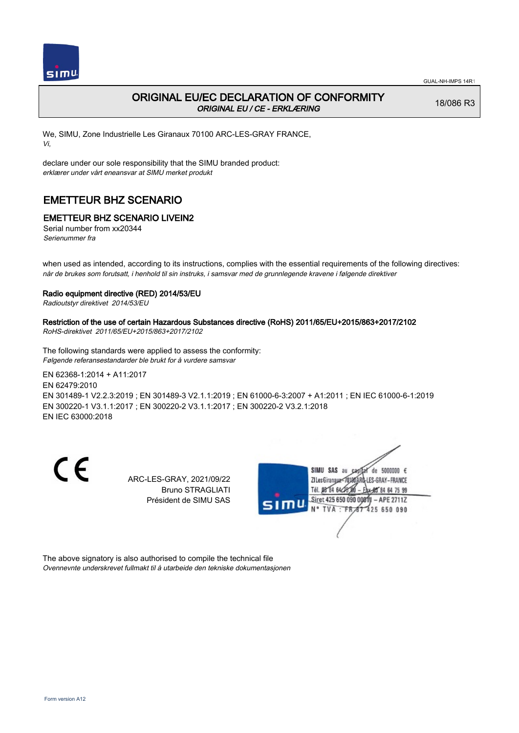GUAL-NH-IMPS 14R1

# ORIGINAL EU/EC DECLARATION OF CONFORMITY

*ORIGINAL EU / CE - ERKLÆRING*

18/086 R3

We, SIMU, Zone Industrielle Les Giranaux 70100 ARC-LES-GRAY FRANCE,
*Vi,*

declare under our sole responsibility that the SIMU branded product:
*erklærer under vårt eneansvar at SIMU merket produkt*

## EMETTEUR BHZ SCENARIO

### EMETTEUR BHZ SCENARIO LIVEIN2

Serial number from xx20344
*Serienummer fra*

when used as intended, according to its instructions, complies with the essential requirements of the following directives:
*når de brukes som forutsatt, i henhold til sin instruks, i samsvar med de grunnlegende kravene i følgende direktiver*

**Radio equipment directive (RED) 2014/53/EU**
*Radioutstyr direktivet 2014/53/EU*

**Restriction of the use of certain Hazardous Substances directive (RoHS) 2011/65/EU+2015/863+2017/2102**
*RoHS-direktivet 2011/65/EU+2015/863+2017/2102*

The following standards were applied to assess the conformity:
*Følgende referansestandarder ble brukt for å vurdere samsvar*

EN 62368-1:2014 + A11:2017
EN 62479:2010
EN 301489-1 V2.2.3:2019 ; EN 301489-3 V2.1.1:2019 ; EN 61000-6-3:2007 + A1:2011 ; EN IEC 61000-6-1:2019
EN 300220-1 V3.1.1:2017 ; EN 300220-2 V3.1.1:2017 ; EN 300220-2 V3.2.1:2018
EN IEC 63000:2018

ARC-LES-GRAY, 2021/09/22
Bruno STRAGLIATI
Président de SIMU SAS

SIMU SAS au capital de 5000000 €
ZI Les Giranaux 70100 ARC-LES-GRAY-FRANCE
Tél. 03 84 64 75 00 – Fax 03 84 64 75 99
Siret 425 650 090 00011 – APE 2711Z
N° TVA : FR 87 425 650 090

The above signatory is also authorised to compile the technical file
*Ovennevnte underskrevet fullmakt til å utarbeide den tekniske dokumentasjonen*

Form version A12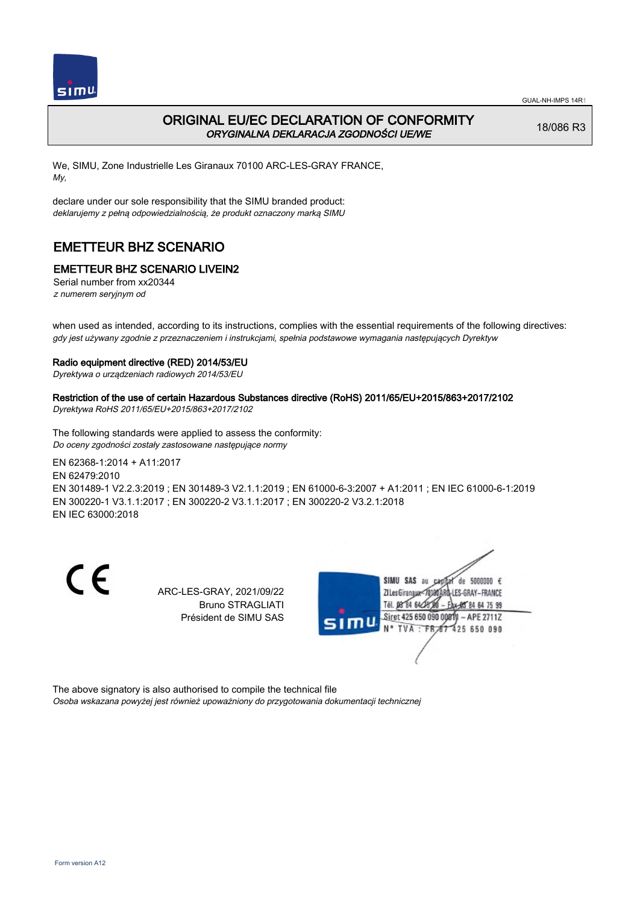GUAL-NH-IMPS 14R1

# ORIGINAL EU/EC DECLARATION OF CONFORMITY
*ORYGINALNA DEKLARACJA ZGODNOŚCI UE/WE*

18/086 R3

We, SIMU, Zone Industrielle Les Giranaux 70100 ARC-LES-GRAY FRANCE,
*My,*

declare under our sole responsibility that the SIMU branded product:
*deklarujemy z pełną odpowiedzialnością, że produkt oznaczony marką SIMU*

## EMETTEUR BHZ SCENARIO

### EMETTEUR BHZ SCENARIO LIVEIN2

Serial number from xx20344
*z numerem seryjnym od*

when used as intended, according to its instructions, complies with the essential requirements of the following directives:
*gdy jest używany zgodnie z przeznaczeniem i instrukcjami, spełnia podstawowe wymagania następujących Dyrektyw*

**Radio equipment directive (RED) 2014/53/EU**
*Dyrektywa o urządzeniach radiowych 2014/53/EU*

**Restriction of the use of certain Hazardous Substances directive (RoHS) 2011/65/EU+2015/863+2017/2102**
*Dyrektywa RoHS 2011/65/EU+2015/863+2017/2102*

The following standards were applied to assess the conformity:
*Do oceny zgodności zostały zastosowane następujące normy*

EN 62368-1:2014 + A11:2017
EN 62479:2010
EN 301489-1 V2.2.3:2019 ; EN 301489-3 V2.1.1:2019 ; EN 61000-6-3:2007 + A1:2011 ; EN IEC 61000-6-1:2019
EN 300220-1 V3.1.1:2017 ; EN 300220-2 V3.1.1:2017 ; EN 300220-2 V3.2.1:2018
EN IEC 63000:2018

CE

ARC-LES-GRAY, 2021/09/22
Bruno STRAGLIATI
Président de SIMU SAS

SIMU SAS au capital de 5000000 €
ZI Les Giranaux 70100 ARC-LES-GRAY-FRANCE
Tél. 03 84 64 75 00 – Fax 03 84 64 75 99
Siret 425 650 090 00011 – APE 2711Z
N° TVA : FR 87 425 650 090

The above signatory is also authorised to compile the technical file
*Osoba wskazana powyżej jest również upoważniony do przygotowania dokumentacji technicznej*

Form version A12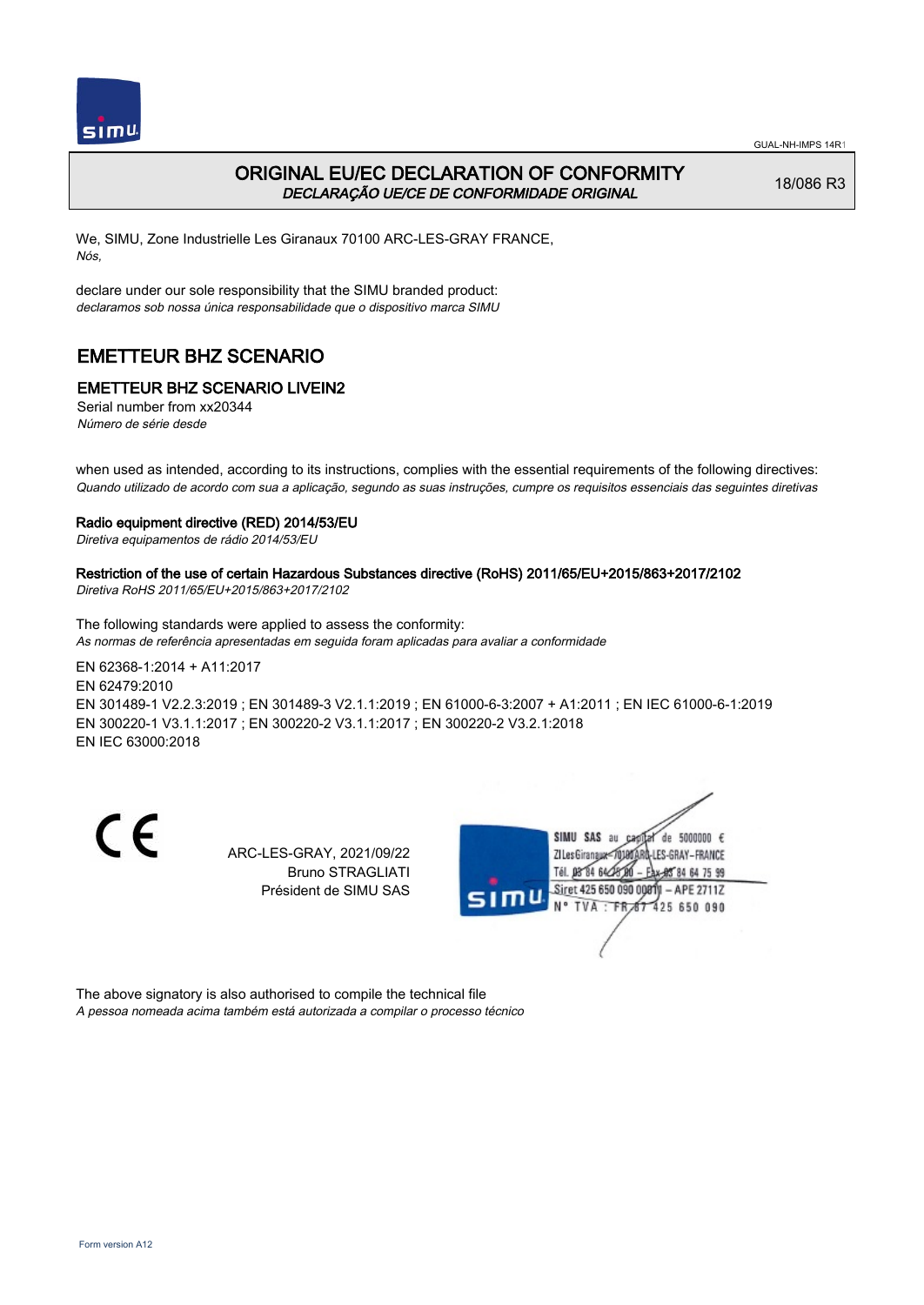# ORIGINAL EU/EC DECLARATION OF CONFORMITY

*DECLARAÇÃO UE/CE DE CONFORMIDADE ORIGINAL*

18/086 R3

We, SIMU, Zone Industrielle Les Giranaux 70100 ARC-LES-GRAY FRANCE,
*Nós,*

declare under our sole responsibility that the SIMU branded product:
*declaramos sob nossa única responsabilidade que o dispositivo marca SIMU*

## EMETTEUR BHZ SCENARIO

### EMETTEUR BHZ SCENARIO LIVEIN2

Serial number from xx20344
*Número de série desde*

when used as intended, according to its instructions, complies with the essential requirements of the following directives:
*Quando utilizado de acordo com sua a aplicação, segundo as suas instruções, cumpre os requisitos essenciais das seguintes diretivas*

**Radio equipment directive (RED) 2014/53/EU**
*Diretiva equipamentos de rádio 2014/53/EU*

**Restriction of the use of certain Hazardous Substances directive (RoHS) 2011/65/EU+2015/863+2017/2102**
*Diretiva RoHS 2011/65/EU+2015/863+2017/2102*

The following standards were applied to assess the conformity:
*As normas de referência apresentadas em seguida foram aplicadas para avaliar a conformidade*

EN 62368-1:2014 + A11:2017
EN 62479:2010
EN 301489-1 V2.2.3:2019 ; EN 301489-3 V2.1.1:2019 ; EN 61000-6-3:2007 + A1:2011 ; EN IEC 61000-6-1:2019
EN 300220-1 V3.1.1:2017 ; EN 300220-2 V3.1.1:2017 ; EN 300220-2 V3.2.1:2018
EN IEC 63000:2018

ARC-LES-GRAY, 2021/09/22
Bruno STRAGLIATI
Président de SIMU SAS

SIMU SAS au capital de 5000000 €
ZI Les Giranaux 70100 ARC-LES-GRAY-FRANCE
Tél. 03 84 64 75 00 – Fax 03 84 64 75 99
Siret 425 650 090 00011 – APE 2711Z
N° TVA : FR 67 425 650 090

The above signatory is also authorised to compile the technical file
*A pessoa nomeada acima também está autorizada a compilar o processo técnico*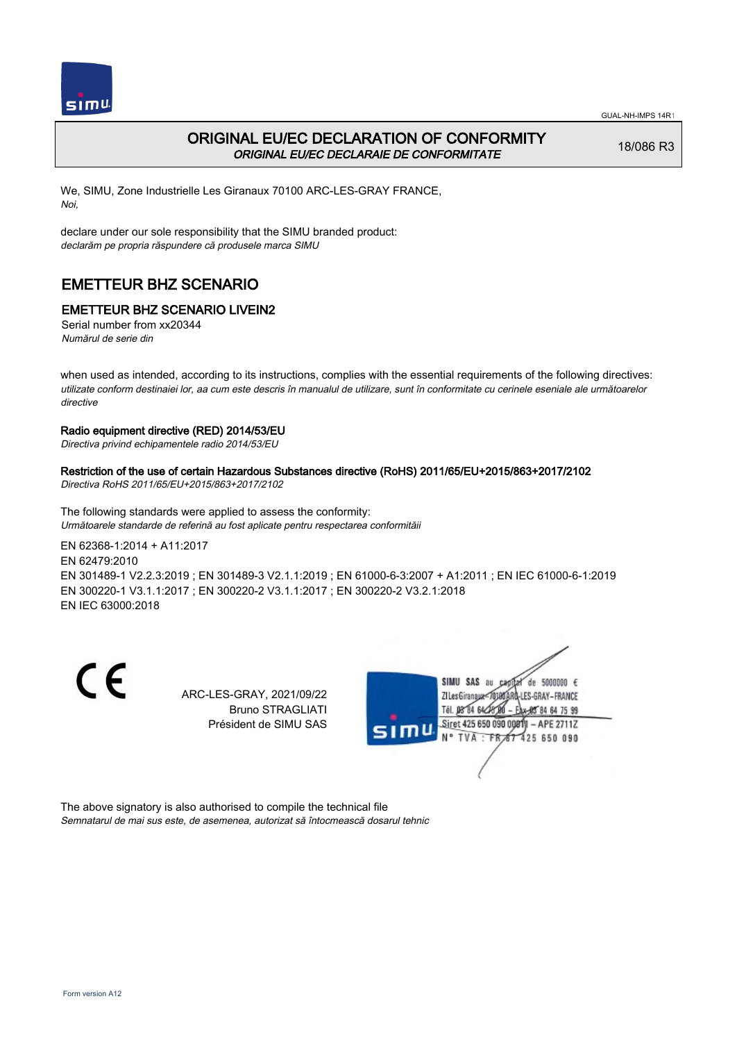GUAL-NH-IMPS 14R1

# ORIGINAL EU/EC DECLARATION OF CONFORMITY

*ORIGINAL EU/EC DECLARAIE DE CONFORMITATE*

18/086 R3

We, SIMU, Zone Industrielle Les Giranaux 70100 ARC-LES-GRAY FRANCE,
*Noi,*

declare under our sole responsibility that the SIMU branded product:
*declarăm pe propria răspundere că produsele marca SIMU*

## EMETTEUR BHZ SCENARIO

### EMETTEUR BHZ SCENARIO LIVEIN2

Serial number from xx20344
*Numărul de serie din*

when used as intended, according to its instructions, complies with the essential requirements of the following directives:
*utilizate conform destinaiei lor, aa cum este descris în manualul de utilizare, sunt în conformitate cu cerinele eseniale ale următoarelor directive*

**Radio equipment directive (RED) 2014/53/EU**
*Directiva privind echipamentele radio 2014/53/EU*

**Restriction of the use of certain Hazardous Substances directive (RoHS) 2011/65/EU+2015/863+2017/2102**
*Directiva RoHS 2011/65/EU+2015/863+2017/2102*

The following standards were applied to assess the conformity:
*Următoarele standarde de referină au fost aplicate pentru respectarea conformităii*

EN 62368-1:2014 + A11:2017
EN 62479:2010
EN 301489-1 V2.2.3:2019 ; EN 301489-3 V2.1.1:2019 ; EN 61000-6-3:2007 + A1:2011 ; EN IEC 61000-6-1:2019
EN 300220-1 V3.1.1:2017 ; EN 300220-2 V3.1.1:2017 ; EN 300220-2 V3.2.1:2018
EN IEC 63000:2018

ARC-LES-GRAY, 2021/09/22
Bruno STRAGLIATI
Président de SIMU SAS

SIMU SAS au capital de 5000000 €
ZI Les Giranaux 70100 ARC-LES-GRAY-FRANCE
Tél. 03 84 64 75 00 – Fax 03 84 64 75 99
Siret 425 650 090 00011 – APE 2711Z
N° TVA : FR 87 425 650 090

The above signatory is also authorised to compile the technical file
*Semnatarul de mai sus este, de asemenea, autorizat să întocmească dosarul tehnic*

Form version A12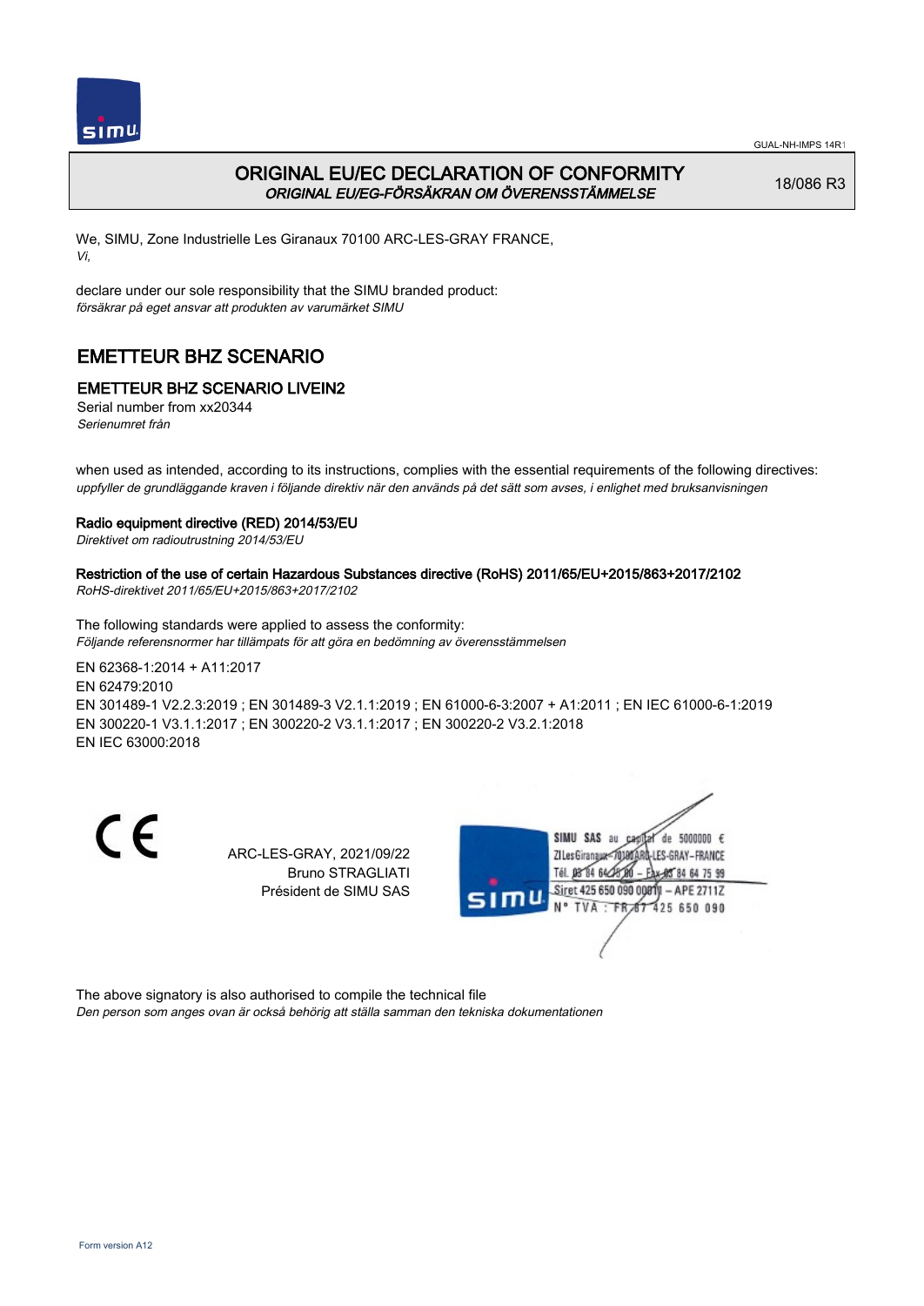# ORIGINAL EU/EC DECLARATION OF CONFORMITY

*ORIGINAL EU/EG-FÖRSÄKRAN OM ÖVERENSSTÄMMELSE*

18/086 R3

We, SIMU, Zone Industrielle Les Giranaux 70100 ARC-LES-GRAY FRANCE,
*Vi,*

declare under our sole responsibility that the SIMU branded product:
*försäkrar på eget ansvar att produkten av varumärket SIMU*

## EMETTEUR BHZ SCENARIO

### EMETTEUR BHZ SCENARIO LIVEIN2

Serial number from xx20344
*Serienumret från*

when used as intended, according to its instructions, complies with the essential requirements of the following directives:
*uppfyller de grundläggande kraven i följande direktiv när den används på det sätt som avses, i enlighet med bruksanvisningen*

**Radio equipment directive (RED) 2014/53/EU**
*Direktivet om radioutrustning 2014/53/EU*

**Restriction of the use of certain Hazardous Substances directive (RoHS) 2011/65/EU+2015/863+2017/2102**
*RoHS-direktivet 2011/65/EU+2015/863+2017/2102*

The following standards were applied to assess the conformity:
*Följande referensnormer har tillämpats för att göra en bedömning av överensstämmelsen*

EN 62368-1:2014 + A11:2017
EN 62479:2010
EN 301489-1 V2.2.3:2019 ; EN 301489-3 V2.1.1:2019 ; EN 61000-6-3:2007 + A1:2011 ; EN IEC 61000-6-1:2019
EN 300220-1 V3.1.1:2017 ; EN 300220-2 V3.1.1:2017 ; EN 300220-2 V3.2.1:2018
EN IEC 63000:2018

ARC-LES-GRAY, 2021/09/22
Bruno STRAGLIATI
Président de SIMU SAS

SIMU SAS au capital de 5000000 €
ZI Les Giranaux 70100 ARC-LES-GRAY-FRANCE
Tél. 03 84 64 75 00 – Fax 03 84 64 75 99
Siret 425 650 090 00011 – APE 2711Z
N° TVA : FR 67 425 650 090

The above signatory is also authorised to compile the technical file
*Den person som anges ovan är också behörig att ställa samman den tekniska dokumentationen*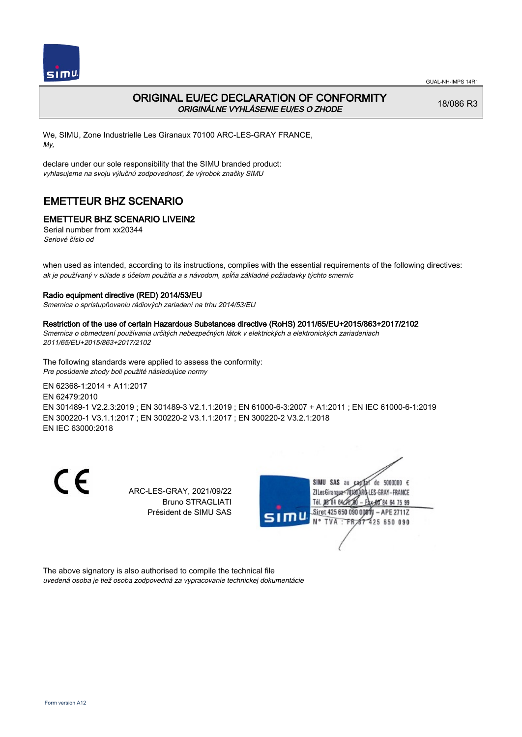# ORIGINAL EU/EC DECLARATION OF CONFORMITY
*ORIGINÁLNE VYHLÁSENIE EU/ES O ZHODE*

18/086 R3

We, SIMU, Zone Industrielle Les Giranaux 70100 ARC-LES-GRAY FRANCE,
*My,*

declare under our sole responsibility that the SIMU branded product:
*vyhlasujeme na svoju výlučnú zodpovednosť, že výrobok značky SIMU*

## EMETTEUR BHZ SCENARIO

### EMETTEUR BHZ SCENARIO LIVEIN2

Serial number from xx20344
*Seriové číslo od*

when used as intended, according to its instructions, complies with the essential requirements of the following directives:
*ak je používaný v súlade s účelom použitia a s návodom, spĺňa základné požiadavky týchto smerníc*

**Radio equipment directive (RED) 2014/53/EU**
*Smernica o sprístupňovaniu rádiových zariadení na trhu 2014/53/EU*

**Restriction of the use of certain Hazardous Substances directive (RoHS) 2011/65/EU+2015/863+2017/2102**
*Smernica o obmedzení používania určitých nebezpečných látok v elektrických a elektronických zariadeniach 2011/65/EU+2015/863+2017/2102*

The following standards were applied to assess the conformity:
*Pre posúdenie zhody boli použité následujúce normy*

EN 62368-1:2014 + A11:2017
EN 62479:2010
EN 301489-1 V2.2.3:2019 ; EN 301489-3 V2.1.1:2019 ; EN 61000-6-3:2007 + A1:2011 ; EN IEC 61000-6-1:2019
EN 300220-1 V3.1.1:2017 ; EN 300220-2 V3.1.1:2017 ; EN 300220-2 V3.2.1:2018
EN IEC 63000:2018

ARC-LES-GRAY, 2021/09/22
Bruno STRAGLIATI
Président de SIMU SAS

SIMU SAS au capital de 5000000 €
ZI Les Giranaux 70100 ARC-LES-GRAY-FRANCE
Tél. 03 84 64 75 00 – Fax 03 84 64 75 99
Siret 425 650 090 00011 – APE 2711Z
N° TVA : FR 87 425 650 090

The above signatory is also authorised to compile the technical file
*uvedená osoba je tiež osoba zodpovedná za vypracovanie technickej dokumentácie*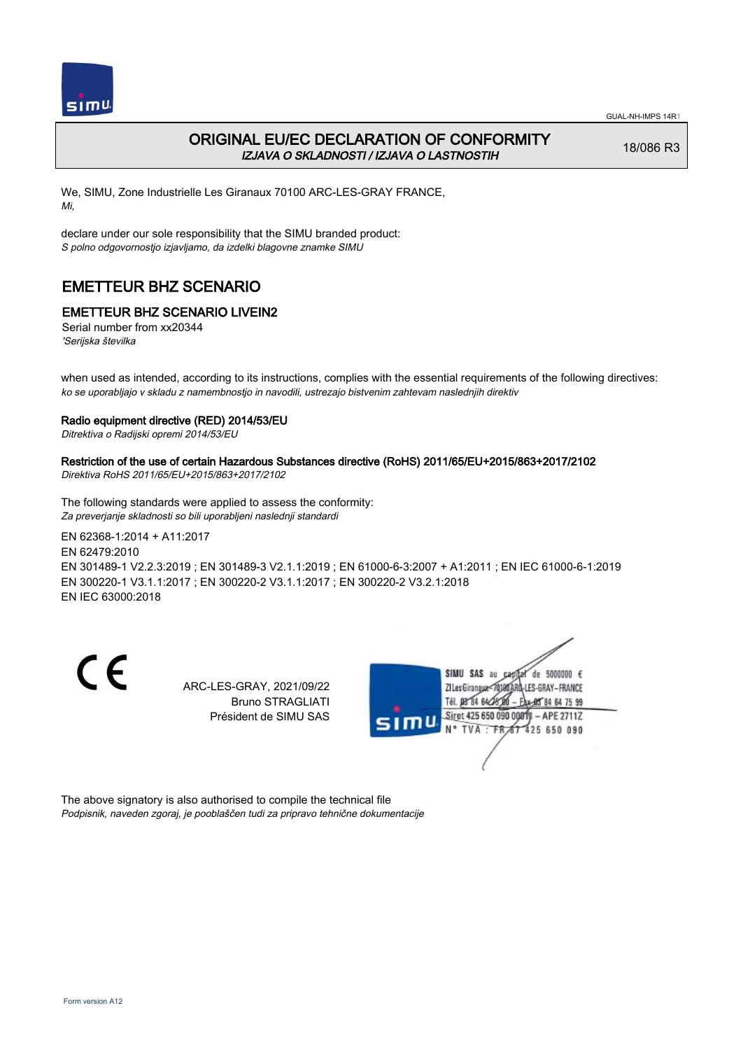# ORIGINAL EU/EC DECLARATION OF CONFORMITY

*IZJAVA O SKLADNOSTI / IZJAVA O LASTNOSTIH*

18/086 R3

We, SIMU, Zone Industrielle Les Giranaux 70100 ARC-LES-GRAY FRANCE,
*Mi,*

declare under our sole responsibility that the SIMU branded product:
*S polno odgovornostjo izjavljamo, da izdelki blagovne znamke SIMU*

## EMETTEUR BHZ SCENARIO

### EMETTEUR BHZ SCENARIO LIVEIN2

Serial number from xx20344
*'Serijska številka*

when used as intended, according to its instructions, complies with the essential requirements of the following directives:
*ko se uporabljajo v skladu z namembnostjo in navodili, ustrezajo bistvenim zahtevam naslednjih direktiv*

**Radio equipment directive (RED) 2014/53/EU**
*Ditrektiva o Radijski opremi 2014/53/EU*

**Restriction of the use of certain Hazardous Substances directive (RoHS) 2011/65/EU+2015/863+2017/2102**
*Direktiva RoHS 2011/65/EU+2015/863+2017/2102*

The following standards were applied to assess the conformity:
*Za preverjanje skladnosti so bili uporabljeni naslednji standardi*

EN 62368-1:2014 + A11:2017
EN 62479:2010
EN 301489-1 V2.2.3:2019 ; EN 301489-3 V2.1.1:2019 ; EN 61000-6-3:2007 + A1:2011 ; EN IEC 61000-6-1:2019
EN 300220-1 V3.1.1:2017 ; EN 300220-2 V3.1.1:2017 ; EN 300220-2 V3.2.1:2018
EN IEC 63000:2018

CE

ARC-LES-GRAY, 2021/09/22
Bruno STRAGLIATI
Président de SIMU SAS

SIMU SAS au capital de 5000000 €
ZI Les Giranaux 70100 ARC-LES-GRAY-FRANCE
Tél. 03 84 64 75 00 – Fax 03 84 64 75 99
Siret 425 650 090 00011 – APE 2711Z
N° TVA : FR 87 425 650 090

The above signatory is also authorised to compile the technical file
*Podpisnik, naveden zgoraj, je pooblaščen tudi za pripravo tehnične dokumentacije*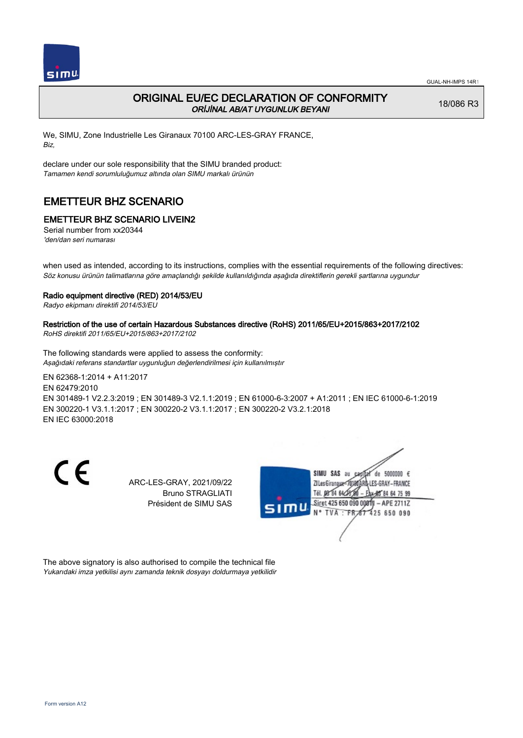# ORIGINAL EU/EC DECLARATION OF CONFORMITY

*ORİJİNAL AB/AT UYGUNLUK BEYANI*

18/086 R3

We, SIMU, Zone Industrielle Les Giranaux 70100 ARC-LES-GRAY FRANCE,
*Biz,*

declare under our sole responsibility that the SIMU branded product:
*Tamamen kendi sorumluluğumuz altında olan SIMU markalı ürünün*

## EMETTEUR BHZ SCENARIO

### EMETTEUR BHZ SCENARIO LIVEIN2

Serial number from xx20344
*'den/dan seri numarası*

when used as intended, according to its instructions, complies with the essential requirements of the following directives:
*Söz konusu ürünün talimatlarına göre amaçlandığı şekilde kullanıldığında aşağıda direktiflerin gerekli şartlarına uygundur*

**Radio equipment directive (RED) 2014/53/EU**
*Radyo ekipmanı direktifi 2014/53/EU*

**Restriction of the use of certain Hazardous Substances directive (RoHS) 2011/65/EU+2015/863+2017/2102**
*RoHS direktifi 2011/65/EU+2015/863+2017/2102*

The following standards were applied to assess the conformity:
*Aşağıdaki referans standartlar uygunluğun değerlendirilmesi için kullanılmıştır*

EN 62368-1:2014 + A11:2017
EN 62479:2010
EN 301489-1 V2.2.3:2019 ; EN 301489-3 V2.1.1:2019 ; EN 61000-6-3:2007 + A1:2011 ; EN IEC 61000-6-1:2019
EN 300220-1 V3.1.1:2017 ; EN 300220-2 V3.1.1:2017 ; EN 300220-2 V3.2.1:2018
EN IEC 63000:2018

ARC-LES-GRAY, 2021/09/22
Bruno STRAGLIATI
Président de SIMU SAS

SIMU SAS au capital de 5000000 €
ZI Les Giranaux 70100 ARC-LES-GRAY-FRANCE
Tél. 03 84 64 75 00 – Fax 03 84 64 75 99
Siret 425 650 090 00011 – APE 2711Z
N° TVA : FR 67 425 650 090

The above signatory is also authorised to compile the technical file
*Yukarıdaki imza yetkilisi aynı zamanda teknik dosyayı doldurmaya yetkilidir*